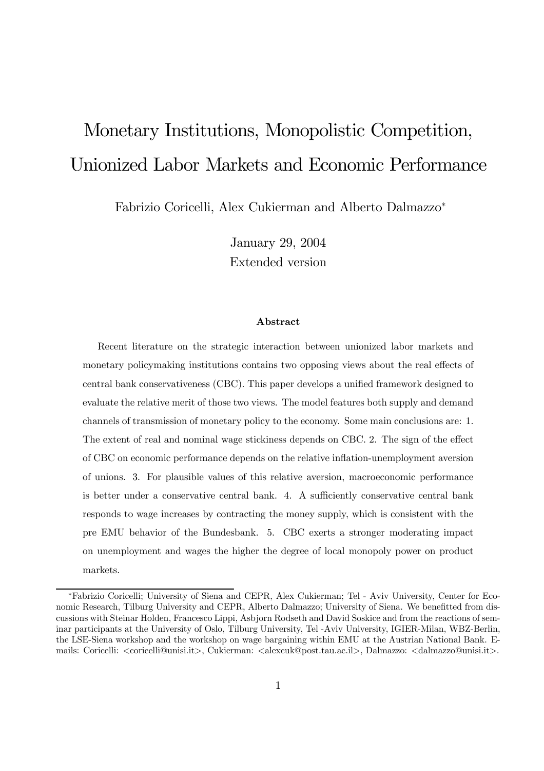# Monetary Institutions, Monopolistic Competition, Unionized Labor Markets and Economic Performance

Fabrizio Coricelli, Alex Cukierman and Alberto Dalmazzo*

January 29, 2004
Extended version

**Abstract**

Recent literature on the strategic interaction between unionized labor markets and monetary policymaking institutions contains two opposing views about the real effects of central bank conservativeness (CBC). This paper develops a unified framework designed to evaluate the relative merit of those two views. The model features both supply and demand channels of transmission of monetary policy to the economy. Some main conclusions are: 1. The extent of real and nominal wage stickiness depends on CBC. 2. The sign of the effect of CBC on economic performance depends on the relative inflation-unemployment aversion of unions. 3. For plausible values of this relative aversion, macroeconomic performance is better under a conservative central bank. 4. A sufficiently conservative central bank responds to wage increases by contracting the money supply, which is consistent with the pre EMU behavior of the Bundesbank. 5. CBC exerts a stronger moderating impact on unemployment and wages the higher the degree of local monopoly power on product markets.

---

*Fabrizio Coricelli; University of Siena and CEPR, Alex Cukierman; Tel - Aviv University, Center for Economic Research, Tilburg University and CEPR, Alberto Dalmazzo; University of Siena. We benefitted from discussions with Steinar Holden, Francesco Lippi, Asbjorn Rodseth and David Soskice and from the reactions of seminar participants at the University of Oslo, Tilburg University, Tel -Aviv University, IGIER-Milan, WBZ-Berlin, the LSE-Siena workshop and the workshop on wage bargaining within EMU at the Austrian National Bank. E-mails: Coricelli: <coricelli@unisi.it>, Cukierman: <alexcuk@post.tau.ac.il>, Dalmazzo: <dalmazzo@unisi.it>.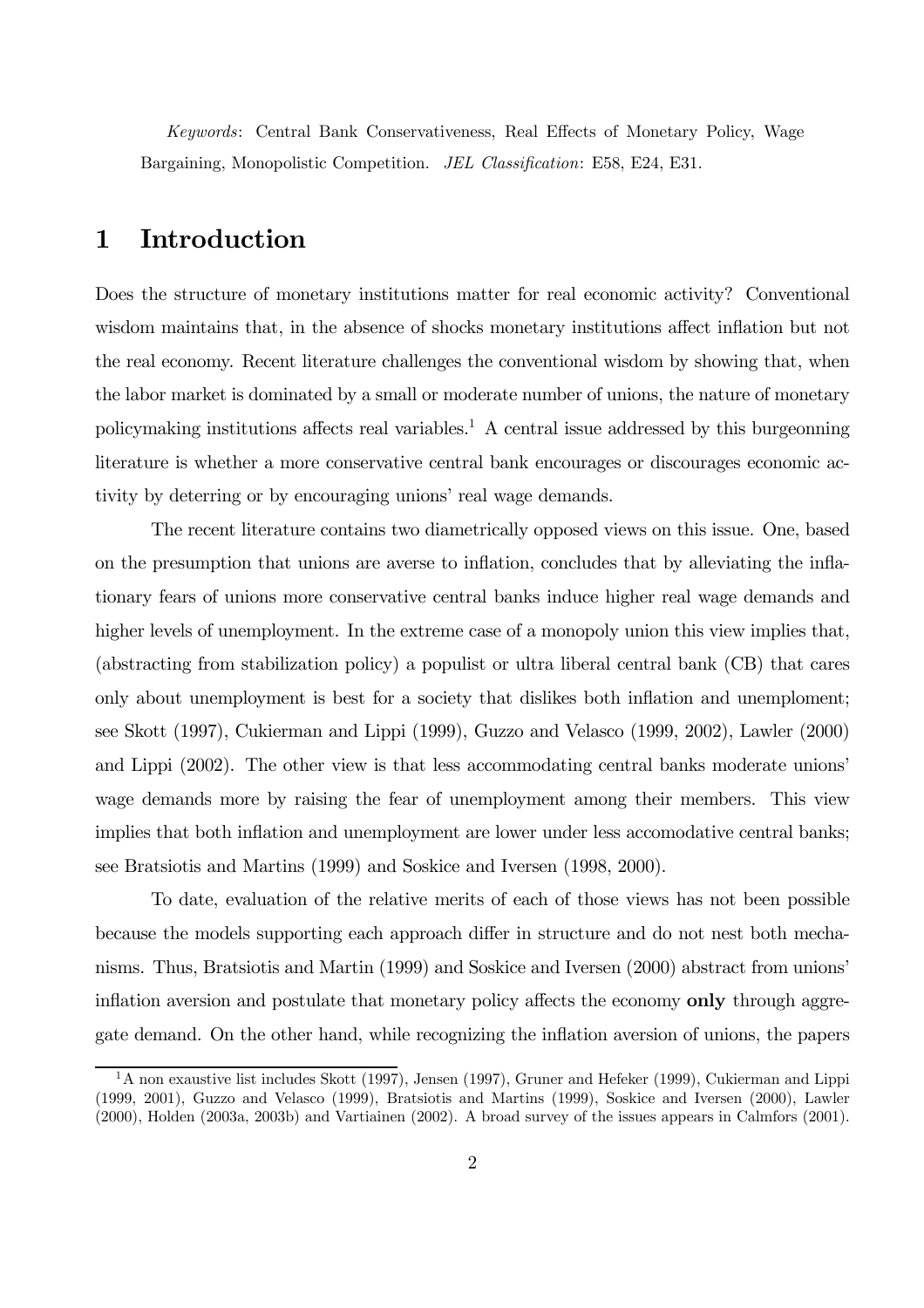*Keywords*: Central Bank Conservativeness, Real Effects of Monetary Policy, Wage Bargaining, Monopolistic Competition. *JEL Classification*: E58, E24, E31.

# 1 Introduction

Does the structure of monetary institutions matter for real economic activity? Conventional wisdom maintains that, in the absence of shocks monetary institutions affect inflation but not the real economy. Recent literature challenges the conventional wisdom by showing that, when the labor market is dominated by a small or moderate number of unions, the nature of monetary policymaking institutions affects real variables.[1] A central issue addressed by this burgeonning literature is whether a more conservative central bank encourages or discourages economic activity by deterring or by encouraging unions' real wage demands.

The recent literature contains two diametrically opposed views on this issue. One, based on the presumption that unions are averse to inflation, concludes that by alleviating the inflationary fears of unions more conservative central banks induce higher real wage demands and higher levels of unemployment. In the extreme case of a monopoly union this view implies that, (abstracting from stabilization policy) a populist or ultra liberal central bank (CB) that cares only about unemployment is best for a society that dislikes both inflation and unemploment; see Skott (1997), Cukierman and Lippi (1999), Guzzo and Velasco (1999, 2002), Lawler (2000) and Lippi (2002). The other view is that less accommodating central banks moderate unions' wage demands more by raising the fear of unemployment among their members. This view implies that both inflation and unemployment are lower under less accomodative central banks; see Bratsiotis and Martins (1999) and Soskice and Iversen (1998, 2000).

To date, evaluation of the relative merits of each of those views has not been possible because the models supporting each approach differ in structure and do not nest both mechanisms. Thus, Bratsiotis and Martin (1999) and Soskice and Iversen (2000) abstract from unions' inflation aversion and postulate that monetary policy affects the economy **only** through aggregate demand. On the other hand, while recognizing the inflation aversion of unions, the papers

[1] A non exaustive list includes Skott (1997), Jensen (1997), Gruner and Hefeker (1999), Cukierman and Lippi (1999, 2001), Guzzo and Velasco (1999), Bratsiotis and Martins (1999), Soskice and Iversen (2000), Lawler (2000), Holden (2003a, 2003b) and Vartiainen (2002). A broad survey of the issues appears in Calmfors (2001).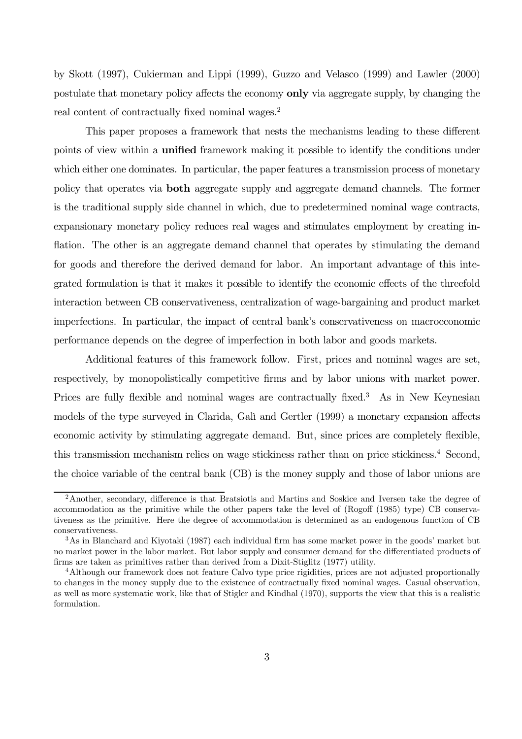by Skott (1997), Cukierman and Lippi (1999), Guzzo and Velasco (1999) and Lawler (2000) postulate that monetary policy affects the economy **only** via aggregate supply, by changing the real content of contractually fixed nominal wages.[2]

This paper proposes a framework that nests the mechanisms leading to these different points of view within a **unified** framework making it possible to identify the conditions under which either one dominates. In particular, the paper features a transmission process of monetary policy that operates via **both** aggregate supply and aggregate demand channels. The former is the traditional supply side channel in which, due to predetermined nominal wage contracts, expansionary monetary policy reduces real wages and stimulates employment by creating inflation. The other is an aggregate demand channel that operates by stimulating the demand for goods and therefore the derived demand for labor. An important advantage of this integrated formulation is that it makes it possible to identify the economic effects of the threefold interaction between CB conservativeness, centralization of wage-bargaining and product market imperfections. In particular, the impact of central bank's conservativeness on macroeconomic performance depends on the degree of imperfection in both labor and goods markets.

Additional features of this framework follow. First, prices and nominal wages are set, respectively, by monopolistically competitive firms and by labor unions with market power. Prices are fully flexible and nominal wages are contractually fixed.[3] As in New Keynesian models of the type surveyed in Clarida, Galì and Gertler (1999) a monetary expansion affects economic activity by stimulating aggregate demand. But, since prices are completely flexible, this transmission mechanism relies on wage stickiness rather than on price stickiness.[4] Second, the choice variable of the central bank (CB) is the money supply and those of labor unions are

[2] Another, secondary, difference is that Bratsiotis and Martins and Soskice and Iversen take the degree of accommodation as the primitive while the other papers take the level of (Rogoff (1985) type) CB conservativeness as the primitive. Here the degree of accommodation is determined as an endogenous function of CB conservativeness.

[3] As in Blanchard and Kiyotaki (1987) each individual firm has some market power in the goods' market but no market power in the labor market. But labor supply and consumer demand for the differentiated products of firms are taken as primitives rather than derived from a Dixit-Stiglitz (1977) utility.

[4] Although our framework does not feature Calvo type price rigidities, prices are not adjusted proportionally to changes in the money supply due to the existence of contractually fixed nominal wages. Casual observation, as well as more systematic work, like that of Stigler and Kindhal (1970), supports the view that this is a realistic formulation.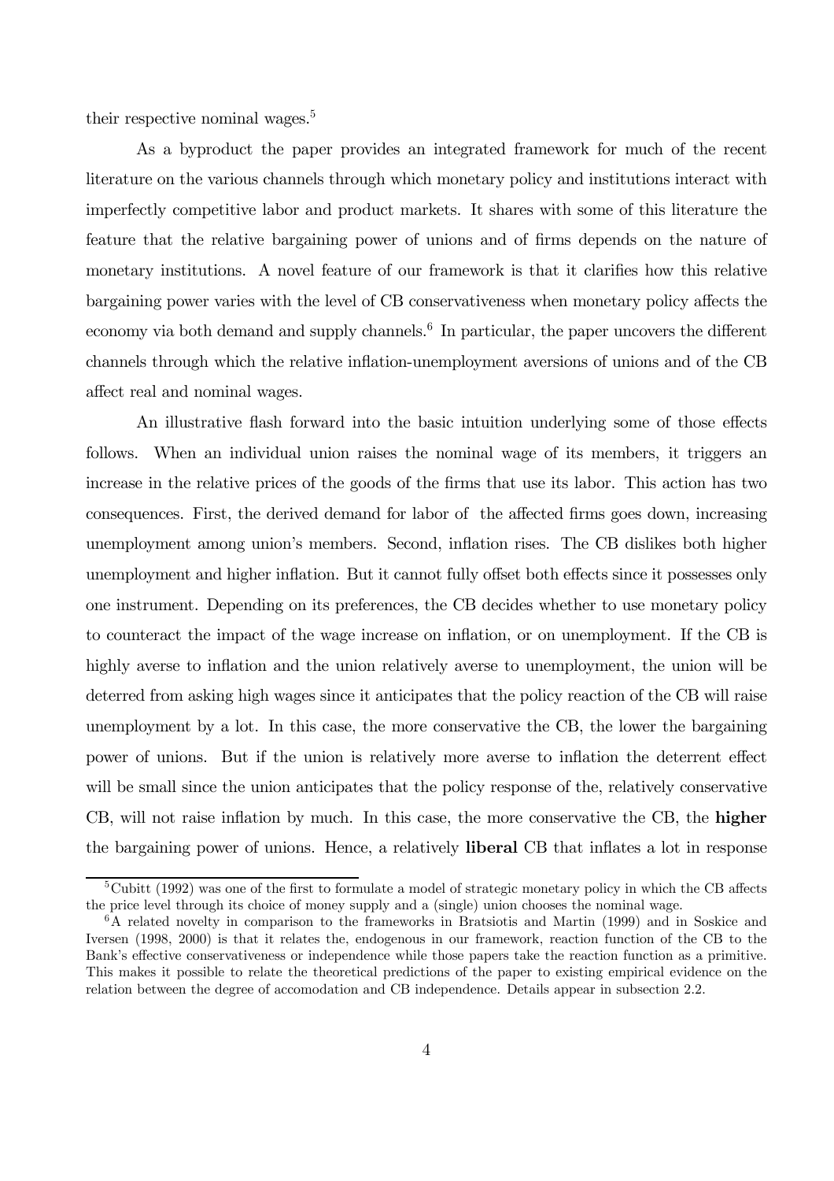their respective nominal wages.[5]

As a byproduct the paper provides an integrated framework for much of the recent literature on the various channels through which monetary policy and institutions interact with imperfectly competitive labor and product markets. It shares with some of this literature the feature that the relative bargaining power of unions and of firms depends on the nature of monetary institutions. A novel feature of our framework is that it clarifies how this relative bargaining power varies with the level of CB conservativeness when monetary policy affects the economy via both demand and supply channels.[6] In particular, the paper uncovers the different channels through which the relative inflation-unemployment aversions of unions and of the CB affect real and nominal wages.

An illustrative flash forward into the basic intuition underlying some of those effects follows. When an individual union raises the nominal wage of its members, it triggers an increase in the relative prices of the goods of the firms that use its labor. This action has two consequences. First, the derived demand for labor of the affected firms goes down, increasing unemployment among union's members. Second, inflation rises. The CB dislikes both higher unemployment and higher inflation. But it cannot fully offset both effects since it possesses only one instrument. Depending on its preferences, the CB decides whether to use monetary policy to counteract the impact of the wage increase on inflation, or on unemployment. If the CB is highly averse to inflation and the union relatively averse to unemployment, the union will be deterred from asking high wages since it anticipates that the policy reaction of the CB will raise unemployment by a lot. In this case, the more conservative the CB, the lower the bargaining power of unions. But if the union is relatively more averse to inflation the deterrent effect will be small since the union anticipates that the policy response of the, relatively conservative CB, will not raise inflation by much. In this case, the more conservative the CB, the **higher** the bargaining power of unions. Hence, a relatively **liberal** CB that inflates a lot in response

[5] Cubitt (1992) was one of the first to formulate a model of strategic monetary policy in which the CB affects the price level through its choice of money supply and a (single) union chooses the nominal wage.

[6] A related novelty in comparison to the frameworks in Bratsiotis and Martin (1999) and in Soskice and Iversen (1998, 2000) is that it relates the, endogenous in our framework, reaction function of the CB to the Bank's effective conservativeness or independence while those papers take the reaction function as a primitive. This makes it possible to relate the theoretical predictions of the paper to existing empirical evidence on the relation between the degree of accomodation and CB independence. Details appear in subsection 2.2.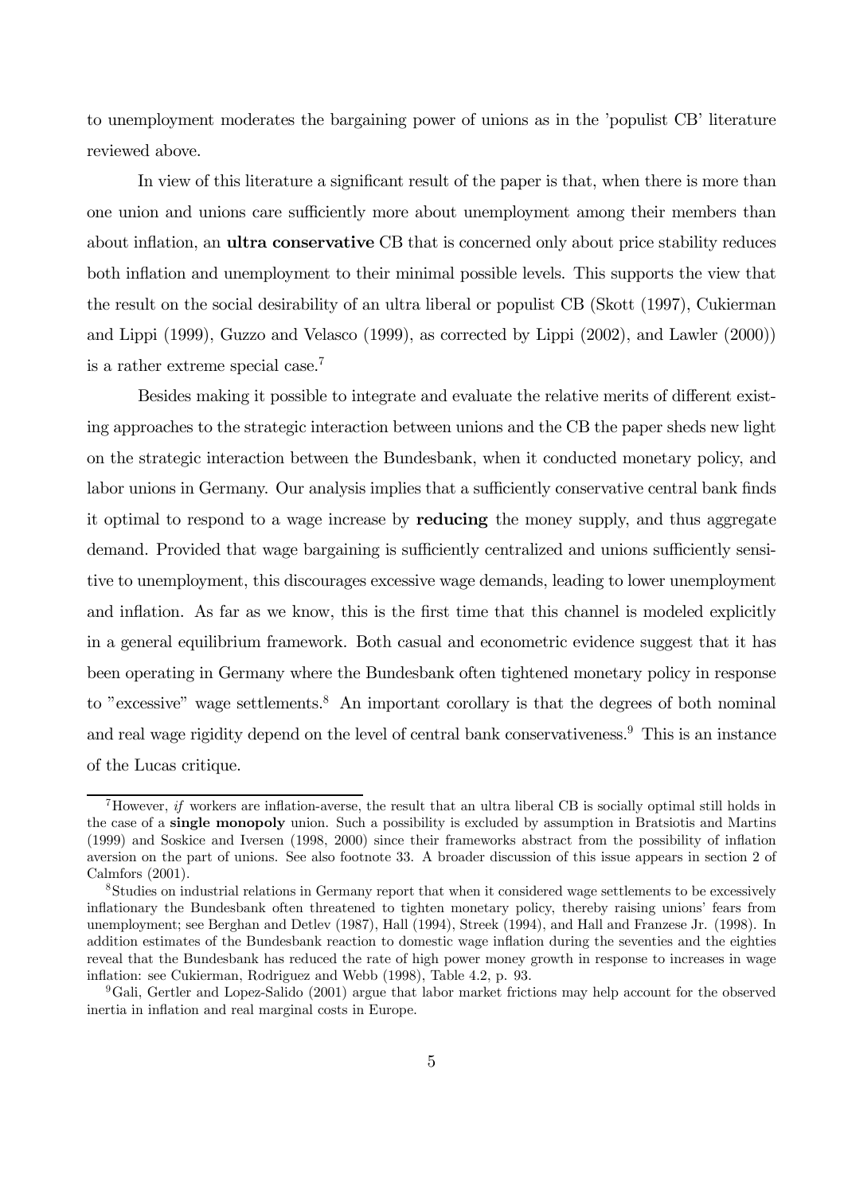to unemployment moderates the bargaining power of unions as in the 'populist CB' literature reviewed above.

In view of this literature a significant result of the paper is that, when there is more than one union and unions care sufficiently more about unemployment among their members than about inflation, an **ultra conservative** CB that is concerned only about price stability reduces both inflation and unemployment to their minimal possible levels. This supports the view that the result on the social desirability of an ultra liberal or populist CB (Skott (1997), Cukierman and Lippi (1999), Guzzo and Velasco (1999), as corrected by Lippi (2002), and Lawler (2000)) is a rather extreme special case.[7]

Besides making it possible to integrate and evaluate the relative merits of different existing approaches to the strategic interaction between unions and the CB the paper sheds new light on the strategic interaction between the Bundesbank, when it conducted monetary policy, and labor unions in Germany. Our analysis implies that a sufficiently conservative central bank finds it optimal to respond to a wage increase by **reducing** the money supply, and thus aggregate demand. Provided that wage bargaining is sufficiently centralized and unions sufficiently sensitive to unemployment, this discourages excessive wage demands, leading to lower unemployment and inflation. As far as we know, this is the first time that this channel is modeled explicitly in a general equilibrium framework. Both casual and econometric evidence suggest that it has been operating in Germany where the Bundesbank often tightened monetary policy in response to "excessive" wage settlements.[8] An important corollary is that the degrees of both nominal and real wage rigidity depend on the level of central bank conservativeness.[9] This is an instance of the Lucas critique.

---

[7] However, *if* workers are inflation-averse, the result that an ultra liberal CB is socially optimal still holds in the case of a **single monopoly** union. Such a possibility is excluded by assumption in Bratsiotis and Martins (1999) and Soskice and Iversen (1998, 2000) since their frameworks abstract from the possibility of inflation aversion on the part of unions. See also footnote 33. A broader discussion of this issue appears in section 2 of Calmfors (2001).

[8] Studies on industrial relations in Germany report that when it considered wage settlements to be excessively inflationary the Bundesbank often threatened to tighten monetary policy, thereby raising unions' fears from unemployment; see Berghan and Detlev (1987), Hall (1994), Streek (1994), and Hall and Franzese Jr. (1998). In addition estimates of the Bundesbank reaction to domestic wage inflation during the seventies and the eighties reveal that the Bundesbank has reduced the rate of high power money growth in response to increases in wage inflation: see Cukierman, Rodriguez and Webb (1998), Table 4.2, p. 93.

[9] Gali, Gertler and Lopez-Salido (2001) argue that labor market frictions may help account for the observed inertia in inflation and real marginal costs in Europe.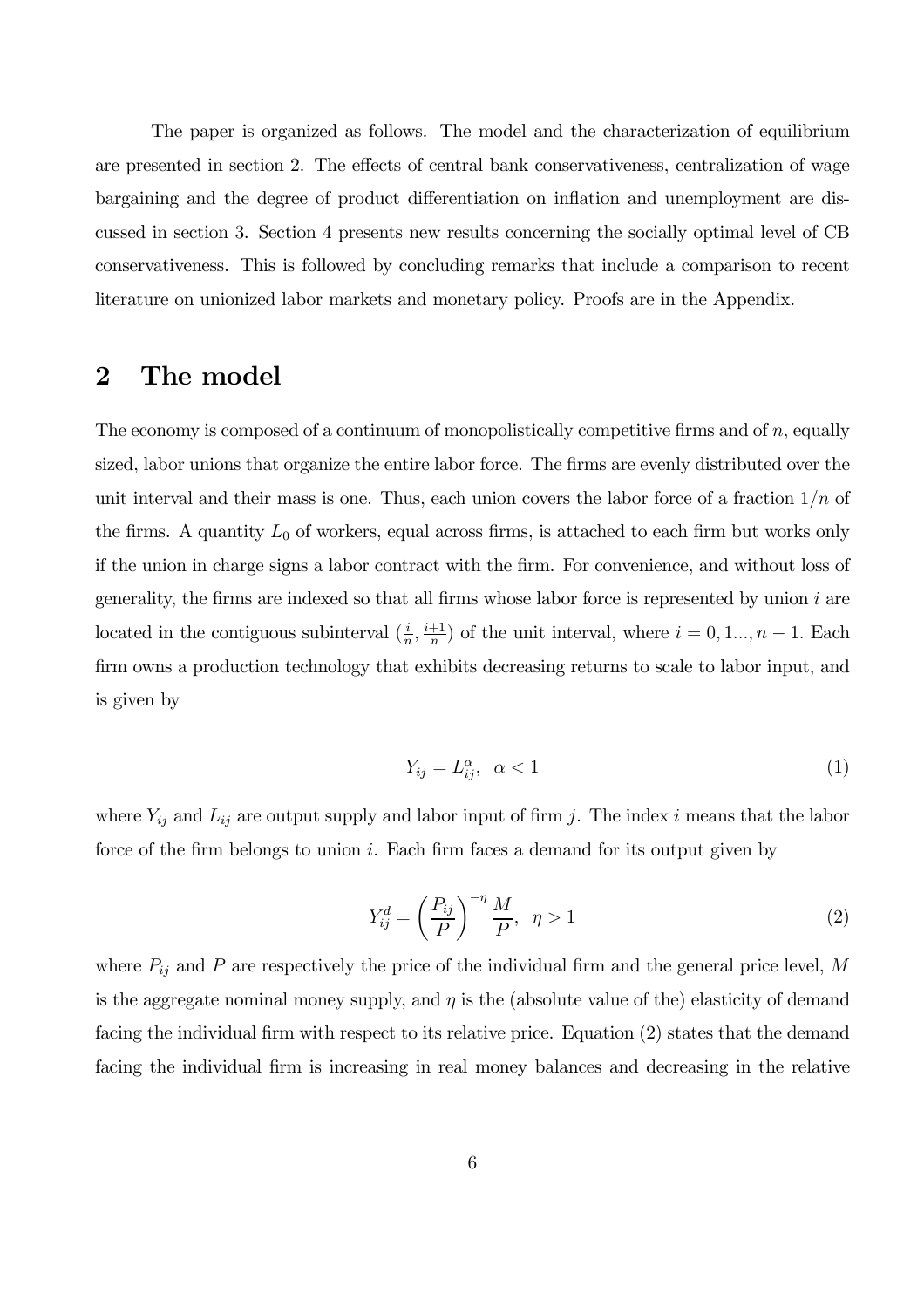The paper is organized as follows. The model and the characterization of equilibrium are presented in section 2. The effects of central bank conservativeness, centralization of wage bargaining and the degree of product differentiation on inflation and unemployment are discussed in section 3. Section 4 presents new results concerning the socially optimal level of CB conservativeness. This is followed by concluding remarks that include a comparison to recent literature on unionized labor markets and monetary policy. Proofs are in the Appendix.

# 2 The model

The economy is composed of a continuum of monopolistically competitive firms and of $n$, equally sized, labor unions that organize the entire labor force. The firms are evenly distributed over the unit interval and their mass is one. Thus, each union covers the labor force of a fraction $1/n$ of the firms. A quantity $L_0$ of workers, equal across firms, is attached to each firm but works only if the union in charge signs a labor contract with the firm. For convenience, and without loss of generality, the firms are indexed so that all firms whose labor force is represented by union $i$ are located in the contiguous subinterval $(\frac{i}{n}, \frac{i+1}{n})$ of the unit interval, where $i = 0, 1..., n-1$. Each firm owns a production technology that exhibits decreasing returns to scale to labor input, and is given by

$$Y_{ij} = L_{ij}^{\alpha}, \ \ \alpha < 1 \tag{1}$$

where $Y_{ij}$ and $L_{ij}$ are output supply and labor input of firm $j$. The index $i$ means that the labor force of the firm belongs to union $i$. Each firm faces a demand for its output given by

$$Y_{ij}^{d} = \left(\frac{P_{ij}}{P}\right)^{-\eta} \frac{M}{P}, \ \ \eta > 1 \tag{2}$$

where $P_{ij}$ and $P$ are respectively the price of the individual firm and the general price level, $M$ is the aggregate nominal money supply, and $\eta$ is the (absolute value of the) elasticity of demand facing the individual firm with respect to its relative price. Equation (2) states that the demand facing the individual firm is increasing in real money balances and decreasing in the relative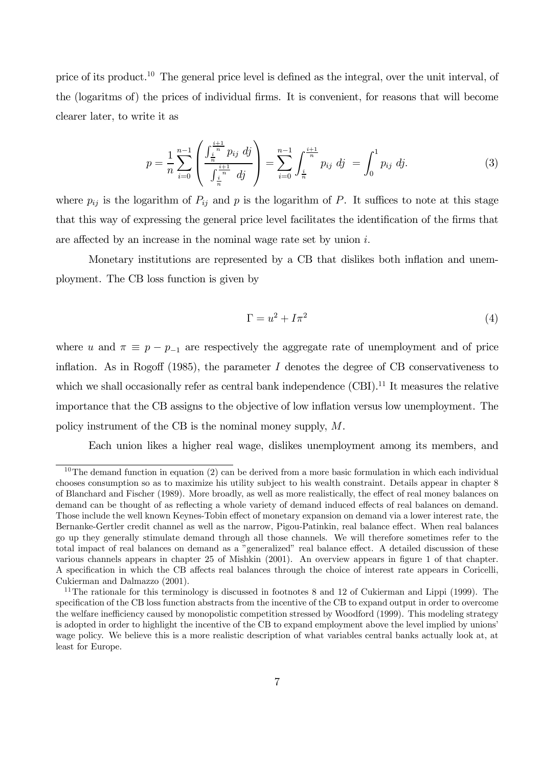price of its product.[10] The general price level is defined as the integral, over the unit interval, of the (logaritms of) the prices of individual firms. It is convenient, for reasons that will become clearer later, to write it as

$$p = \frac{1}{n}\sum_{i=0}^{n-1}\left(\frac{\int_{\frac{i}{n}}^{\frac{i+1}{n}} p_{ij}\ dj}{\int_{\frac{i}{n}}^{\frac{i+1}{n}}\ dj}\right) = \sum_{i=0}^{n-1}\int_{\frac{i}{n}}^{\frac{i+1}{n}} p_{ij}\ dj\ = \int_0^1 p_{ij}\ dj. \tag{3}$$

where $p_{ij}$ is the logarithm of $P_{ij}$ and $p$ is the logarithm of $P$. It suffices to note at this stage that this way of expressing the general price level facilitates the identification of the firms that are affected by an increase in the nominal wage rate set by union $i$.

Monetary institutions are represented by a CB that dislikes both inflation and unemployment. The CB loss function is given by

$$\Gamma = u^2 + I\pi^2 \tag{4}$$

where $u$ and $\pi \equiv p - p_{-1}$ are respectively the aggregate rate of unemployment and of price inflation. As in Rogoff (1985), the parameter $I$ denotes the degree of CB conservativeness to which we shall occasionally refer as central bank independence (CBI).[11] It measures the relative importance that the CB assigns to the objective of low inflation versus low unemployment. The policy instrument of the CB is the nominal money supply, $M$.

Each union likes a higher real wage, dislikes unemployment among its members, and

---

[10] The demand function in equation (2) can be derived from a more basic formulation in which each individual chooses consumption so as to maximize his utility subject to his wealth constraint. Details appear in chapter 8 of Blanchard and Fischer (1989). More broadly, as well as more realistically, the effect of real money balances on demand can be thought of as reflecting a whole variety of demand induced effects of real balances on demand. Those include the well known Keynes-Tobin effect of monetary expansion on demand via a lower interest rate, the Bernanke-Gertler credit channel as well as the narrow, Pigou-Patinkin, real balance effect. When real balances go up they generally stimulate demand through all those channels. We will therefore sometimes refer to the total impact of real balances on demand as a "generalized" real balance effect. A detailed discussion of these various channels appears in chapter 25 of Mishkin (2001). An overview appears in figure 1 of that chapter. A specification in which the CB affects real balances through the choice of interest rate appears in Coricelli, Cukierman and Dalmazzo (2001).

[11] The rationale for this terminology is discussed in footnotes 8 and 12 of Cukierman and Lippi (1999). The specification of the CB loss function abstracts from the incentive of the CB to expand output in order to overcome the welfare inefficiency caused by monopolistic competition stressed by Woodford (1999). This modeling strategy is adopted in order to highlight the incentive of the CB to expand employment above the level implied by unions' wage policy. We believe this is a more realistic description of what variables central banks actually look at, at least for Europe.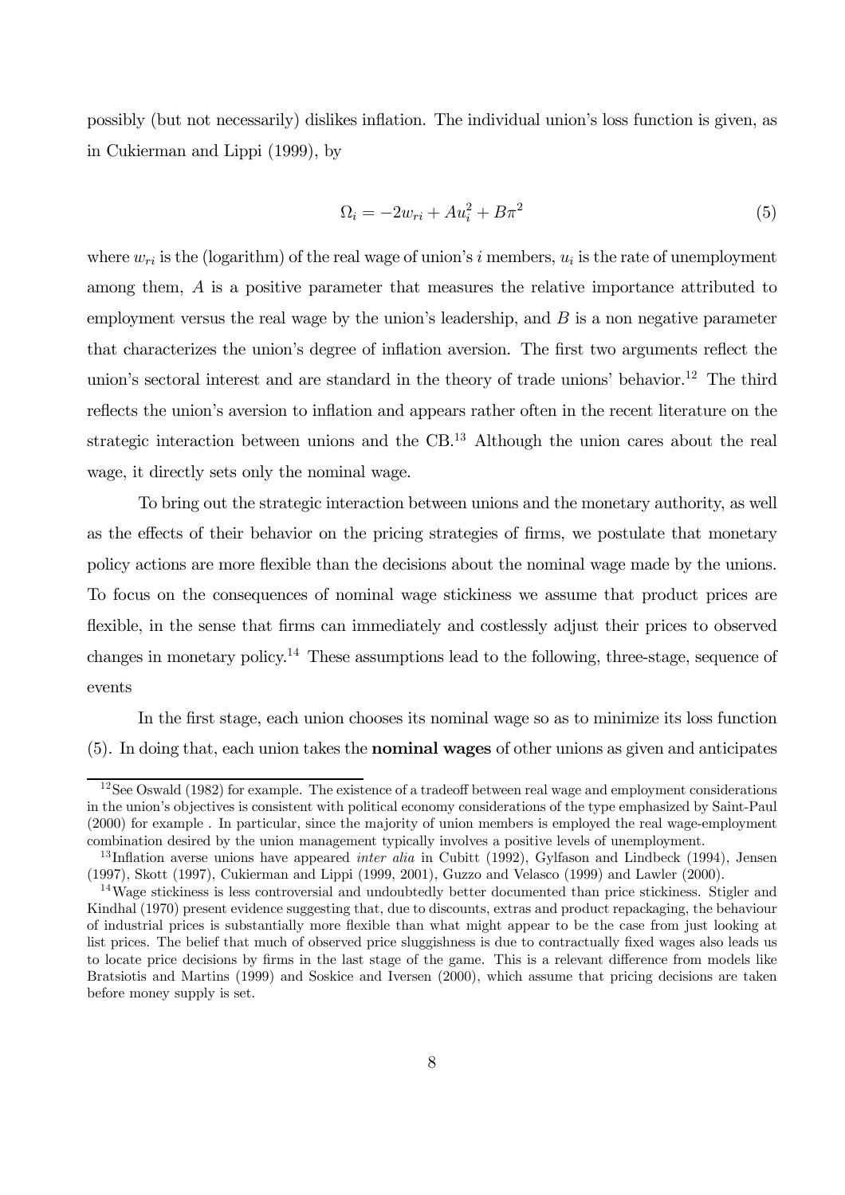possibly (but not necessarily) dislikes inflation. The individual union's loss function is given, as in Cukierman and Lippi (1999), by

$$\Omega_i = -2w_{ri} + Au_i^2 + B\pi^2 \tag{5}$$

where $w_{ri}$ is the (logarithm) of the real wage of union's $i$ members, $u_i$ is the rate of unemployment among them, $A$ is a positive parameter that measures the relative importance attributed to employment versus the real wage by the union's leadership, and $B$ is a non negative parameter that characterizes the union's degree of inflation aversion. The first two arguments reflect the union's sectoral interest and are standard in the theory of trade unions' behavior.[12] The third reflects the union's aversion to inflation and appears rather often in the recent literature on the strategic interaction between unions and the CB.[13] Although the union cares about the real wage, it directly sets only the nominal wage.

To bring out the strategic interaction between unions and the monetary authority, as well as the effects of their behavior on the pricing strategies of firms, we postulate that monetary policy actions are more flexible than the decisions about the nominal wage made by the unions. To focus on the consequences of nominal wage stickiness we assume that product prices are flexible, in the sense that firms can immediately and costlessly adjust their prices to observed changes in monetary policy.[14] These assumptions lead to the following, three-stage, sequence of events

In the first stage, each union chooses its nominal wage so as to minimize its loss function (5). In doing that, each union takes the **nominal wages** of other unions as given and anticipates

---

[12] See Oswald (1982) for example. The existence of a tradeoff between real wage and employment considerations in the union's objectives is consistent with political economy considerations of the type emphasized by Saint-Paul (2000) for example . In particular, since the majority of union members is employed the real wage-employment combination desired by the union management typically involves a positive levels of unemployment.

[13] Inflation averse unions have appeared *inter alia* in Cubitt (1992), Gylfason and Lindbeck (1994), Jensen (1997), Skott (1997), Cukierman and Lippi (1999, 2001), Guzzo and Velasco (1999) and Lawler (2000).

[14] Wage stickiness is less controversial and undoubtedly better documented than price stickiness. Stigler and Kindhal (1970) present evidence suggesting that, due to discounts, extras and product repackaging, the behaviour of industrial prices is substantially more flexible than what might appear to be the case from just looking at list prices. The belief that much of observed price sluggishness is due to contractually fixed wages also leads us to locate price decisions by firms in the last stage of the game. This is a relevant difference from models like Bratsiotis and Martins (1999) and Soskice and Iversen (2000), which assume that pricing decisions are taken before money supply is set.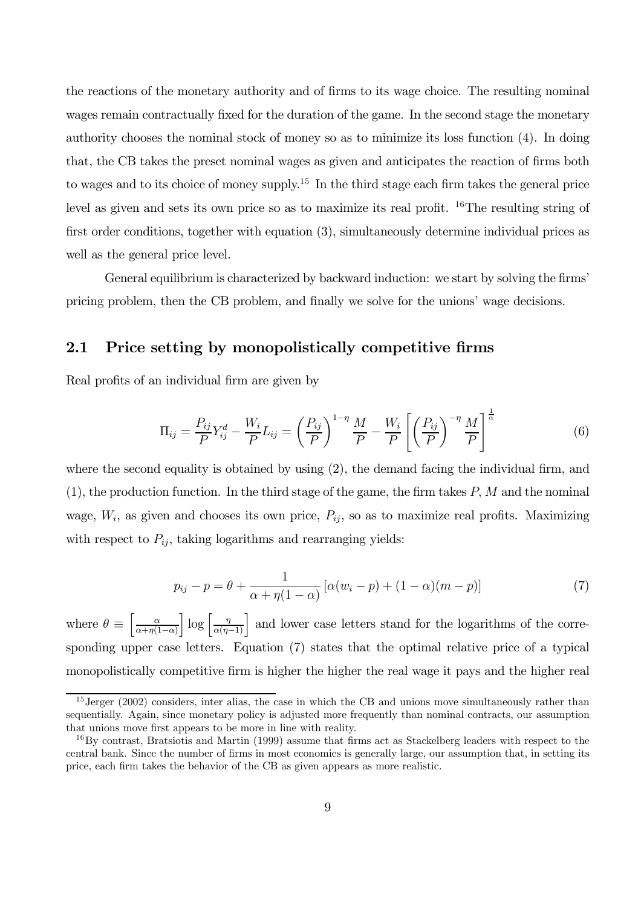the reactions of the monetary authority and of firms to its wage choice. The resulting nominal wages remain contractually fixed for the duration of the game. In the second stage the monetary authority chooses the nominal stock of money so as to minimize its loss function (4). In doing that, the CB takes the preset nominal wages as given and anticipates the reaction of firms both to wages and to its choice of money supply.[15] In the third stage each firm takes the general price level as given and sets its own price so as to maximize its real profit. [16]The resulting string of first order conditions, together with equation (3), simultaneously determine individual prices as well as the general price level.

General equilibrium is characterized by backward induction: we start by solving the firms' pricing problem, then the CB problem, and finally we solve for the unions' wage decisions.

## 2.1 Price setting by monopolistically competitive firms

Real profits of an individual firm are given by

$$\Pi_{ij} = \frac{P_{ij}}{P} Y_{ij}^d - \frac{W_i}{P} L_{ij} = \left(\frac{P_{ij}}{P}\right)^{1-\eta} \frac{M}{P} - \frac{W_i}{P} \left[\left(\frac{P_{ij}}{P}\right)^{-\eta} \frac{M}{P}\right]^{\frac{1}{\alpha}} \tag{6}$$

where the second equality is obtained by using (2), the demand facing the individual firm, and (1), the production function. In the third stage of the game, the firm takes $P$, $M$ and the nominal wage, $W_i$, as given and chooses its own price, $P_{ij}$, so as to maximize real profits. Maximizing with respect to $P_{ij}$, taking logarithms and rearranging yields:

$$p_{ij} - p = \theta + \frac{1}{\alpha + \eta(1-\alpha)} \left[\alpha(w_i - p) + (1-\alpha)(m - p)\right] \tag{7}$$

where $\theta \equiv \left[\frac{\alpha}{\alpha+\eta(1-\alpha)}\right] \log\left[\frac{\eta}{\alpha(\eta-1)}\right]$ and lower case letters stand for the logarithms of the corresponding upper case letters. Equation (7) states that the optimal relative price of a typical monopolistically competitive firm is higher the higher the real wage it pays and the higher real

[15] Jerger (2002) considers, inter alias, the case in which the CB and unions move simultaneously rather than sequentially. Again, since monetary policy is adjusted more frequently than nominal contracts, our assumption that unions move first appears to be more in line with reality.

[16] By contrast, Bratsiotis and Martin (1999) assume that firms act as Stackelberg leaders with respect to the central bank. Since the number of firms in most economies is generally large, our assumption that, in setting its price, each firm takes the behavior of the CB as given appears as more realistic.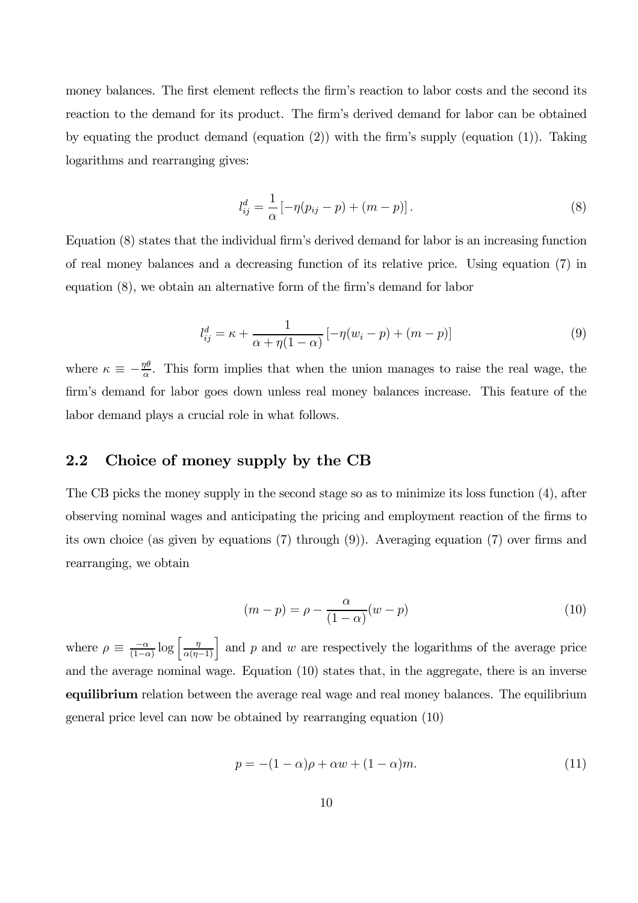money balances. The first element reflects the firm's reaction to labor costs and the second its reaction to the demand for its product. The firm's derived demand for labor can be obtained by equating the product demand (equation (2)) with the firm's supply (equation (1)). Taking logarithms and rearranging gives:

$$l_{ij}^d = \frac{1}{\alpha}\left[-\eta(p_{ij} - p) + (m - p)\right]. \tag{8}$$

Equation (8) states that the individual firm's derived demand for labor is an increasing function of real money balances and a decreasing function of its relative price. Using equation (7) in equation (8), we obtain an alternative form of the firm's demand for labor

$$l_{ij}^d = \kappa + \frac{1}{\alpha + \eta(1-\alpha)}\left[-\eta(w_i - p) + (m - p)\right] \tag{9}$$

where $\kappa \equiv -\frac{\eta\theta}{\alpha}$. This form implies that when the union manages to raise the real wage, the firm's demand for labor goes down unless real money balances increase. This feature of the labor demand plays a crucial role in what follows.

## 2.2 Choice of money supply by the CB

The CB picks the money supply in the second stage so as to minimize its loss function (4), after observing nominal wages and anticipating the pricing and employment reaction of the firms to its own choice (as given by equations (7) through (9)). Averaging equation (7) over firms and rearranging, we obtain

$$(m - p) = \rho - \frac{\alpha}{(1-\alpha)}(w - p) \tag{10}$$

where $\rho \equiv \frac{-\alpha}{(1-\alpha)}\log\left[\frac{\eta}{\alpha(\eta-1)}\right]$ and $p$ and $w$ are respectively the logarithms of the average price and the average nominal wage. Equation (10) states that, in the aggregate, there is an inverse **equilibrium** relation between the average real wage and real money balances. The equilibrium general price level can now be obtained by rearranging equation (10)

$$p = -(1-\alpha)\rho + \alpha w + (1-\alpha)m. \tag{11}$$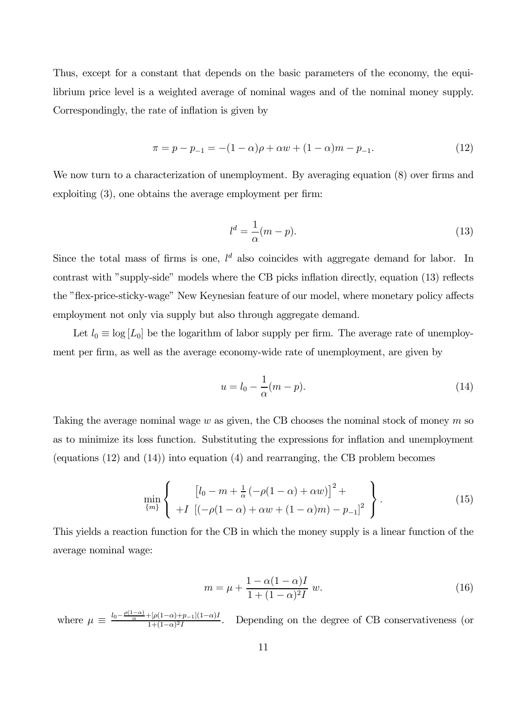Thus, except for a constant that depends on the basic parameters of the economy, the equilibrium price level is a weighted average of nominal wages and of the nominal money supply. Correspondingly, the rate of inflation is given by

$$\pi = p - p_{-1} = -(1-\alpha)\rho + \alpha w + (1-\alpha)m - p_{-1}. \tag{12}$$

We now turn to a characterization of unemployment. By averaging equation (8) over firms and exploiting (3), one obtains the average employment per firm:

$$l^d = \frac{1}{\alpha}(m - p). \tag{13}$$

Since the total mass of firms is one, $l^d$ also coincides with aggregate demand for labor. In contrast with "supply-side" models where the CB picks inflation directly, equation (13) reflects the "flex-price-sticky-wage" New Keynesian feature of our model, where monetary policy affects employment not only via supply but also through aggregate demand.

Let $l_0 \equiv \log[L_0]$ be the logarithm of labor supply per firm. The average rate of unemployment per firm, as well as the average economy-wide rate of unemployment, are given by

$$u = l_0 - \frac{1}{\alpha}(m - p). \tag{14}$$

Taking the average nominal wage $w$ as given, the CB chooses the nominal stock of money $m$ so as to minimize its loss function. Substituting the expressions for inflation and unemployment (equations (12) and (14)) into equation (4) and rearranging, the CB problem becomes

$$\min_{\{m\}} \left\{ \begin{array}{c} \left[l_0 - m + \frac{1}{\alpha}\left(-\rho(1-\alpha) + \alpha w\right)\right]^2 + \\ +I\ \left[(-\rho(1-\alpha) + \alpha w + (1-\alpha)m) - p_{-1}\right]^2 \end{array} \right\}. \tag{15}$$

This yields a reaction function for the CB in which the money supply is a linear function of the average nominal wage:

$$m = \mu + \frac{1 - \alpha(1-\alpha)I}{1 + (1-\alpha)^2 I}\ w. \tag{16}$$

where $\mu \equiv \frac{l_0 - \frac{\rho(1-\alpha)}{\alpha} + [\rho(1-\alpha) + p_{-1}](1-\alpha)I}{1 + (1-\alpha)^2 I}$. Depending on the degree of CB conservativeness (or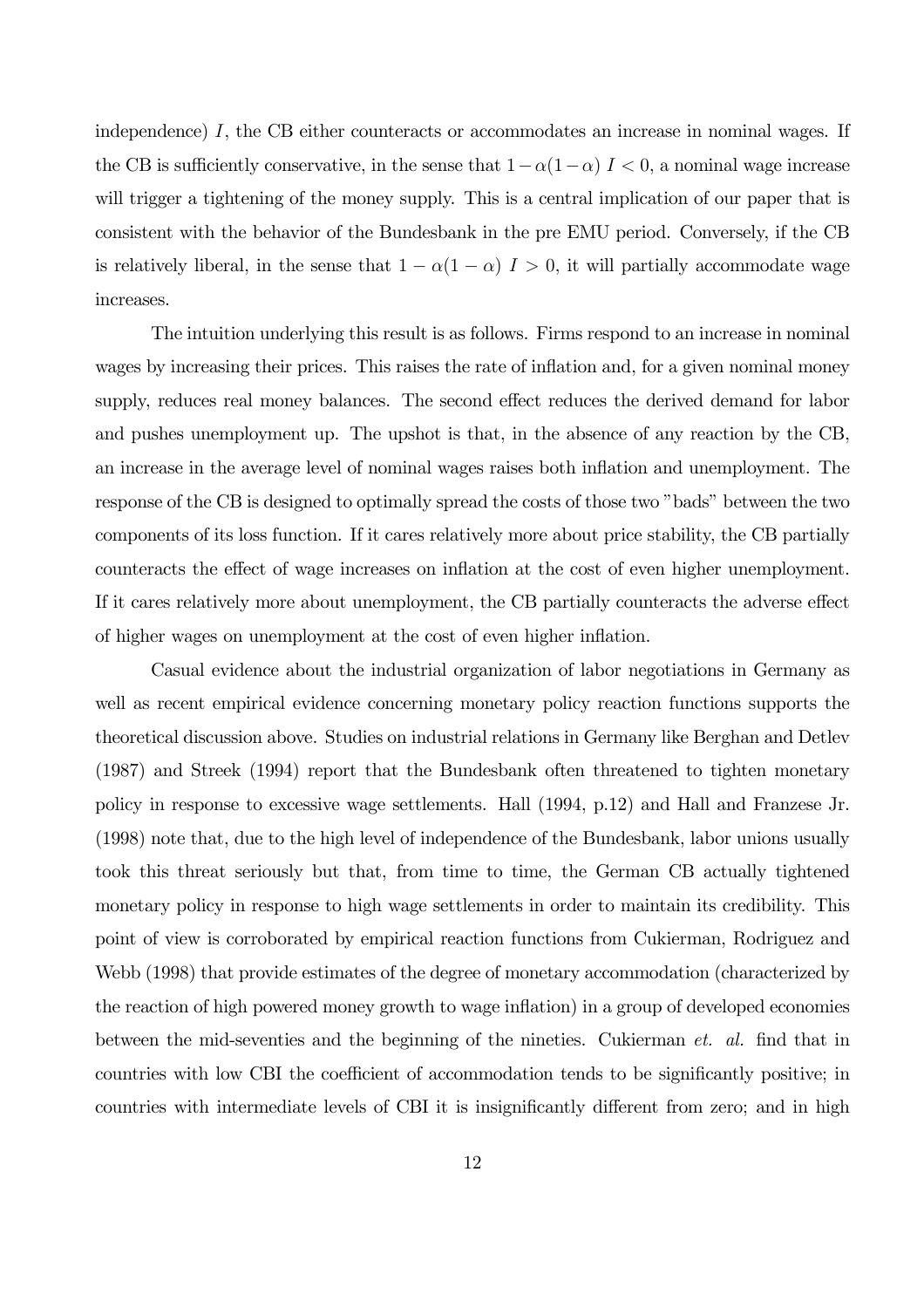independence) $I$, the CB either counteracts or accommodates an increase in nominal wages. If the CB is sufficiently conservative, in the sense that $1-\alpha(1-\alpha)\ I<0$, a nominal wage increase will trigger a tightening of the money supply. This is a central implication of our paper that is consistent with the behavior of the Bundesbank in the pre EMU period. Conversely, if the CB is relatively liberal, in the sense that $1-\alpha(1-\alpha)\ I>0$, it will partially accommodate wage increases.

The intuition underlying this result is as follows. Firms respond to an increase in nominal wages by increasing their prices. This raises the rate of inflation and, for a given nominal money supply, reduces real money balances. The second effect reduces the derived demand for labor and pushes unemployment up. The upshot is that, in the absence of any reaction by the CB, an increase in the average level of nominal wages raises both inflation and unemployment. The response of the CB is designed to optimally spread the costs of those two "bads" between the two components of its loss function. If it cares relatively more about price stability, the CB partially counteracts the effect of wage increases on inflation at the cost of even higher unemployment. If it cares relatively more about unemployment, the CB partially counteracts the adverse effect of higher wages on unemployment at the cost of even higher inflation.

Casual evidence about the industrial organization of labor negotiations in Germany as well as recent empirical evidence concerning monetary policy reaction functions supports the theoretical discussion above. Studies on industrial relations in Germany like Berghan and Detlev (1987) and Streek (1994) report that the Bundesbank often threatened to tighten monetary policy in response to excessive wage settlements. Hall (1994, p.12) and Hall and Franzese Jr. (1998) note that, due to the high level of independence of the Bundesbank, labor unions usually took this threat seriously but that, from time to time, the German CB actually tightened monetary policy in response to high wage settlements in order to maintain its credibility. This point of view is corroborated by empirical reaction functions from Cukierman, Rodriguez and Webb (1998) that provide estimates of the degree of monetary accommodation (characterized by the reaction of high powered money growth to wage inflation) in a group of developed economies between the mid-seventies and the beginning of the nineties. Cukierman *et. al.* find that in countries with low CBI the coefficient of accommodation tends to be significantly positive; in countries with intermediate levels of CBI it is insignificantly different from zero; and in high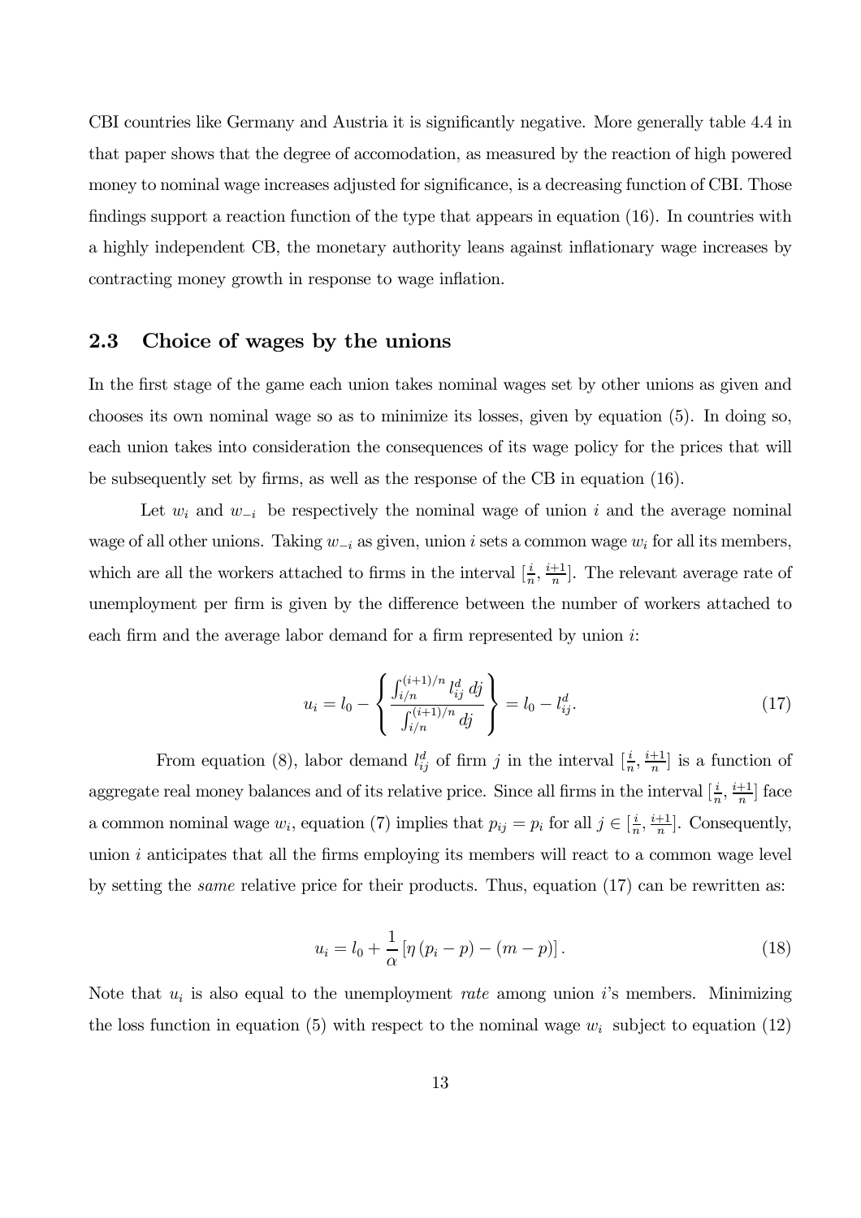CBI countries like Germany and Austria it is significantly negative. More generally table 4.4 in that paper shows that the degree of accomodation, as measured by the reaction of high powered money to nominal wage increases adjusted for significance, is a decreasing function of CBI. Those findings support a reaction function of the type that appears in equation (16). In countries with a highly independent CB, the monetary authority leans against inflationary wage increases by contracting money growth in response to wage inflation.

## 2.3 Choice of wages by the unions

In the first stage of the game each union takes nominal wages set by other unions as given and chooses its own nominal wage so as to minimize its losses, given by equation (5). In doing so, each union takes into consideration the consequences of its wage policy for the prices that will be subsequently set by firms, as well as the response of the CB in equation (16).

Let $w_i$ and $w_{-i}$ be respectively the nominal wage of union $i$ and the average nominal wage of all other unions. Taking $w_{-i}$ as given, union $i$ sets a common wage $w_i$ for all its members, which are all the workers attached to firms in the interval $[\frac{i}{n}, \frac{i+1}{n}]$. The relevant average rate of unemployment per firm is given by the difference between the number of workers attached to each firm and the average labor demand for a firm represented by union $i$:

$$u_i = l_0 - \left\{ \frac{\int_{i/n}^{(i+1)/n} l_{ij}^d \, dj}{\int_{i/n}^{(i+1)/n} dj} \right\} = l_0 - l_{ij}^d. \tag{17}$$

From equation (8), labor demand $l_{ij}^d$ of firm $j$ in the interval $[\frac{i}{n}, \frac{i+1}{n}]$ is a function of aggregate real money balances and of its relative price. Since all firms in the interval $[\frac{i}{n}, \frac{i+1}{n}]$ face a common nominal wage $w_i$, equation (7) implies that $p_{ij} = p_i$ for all $j \in [\frac{i}{n}, \frac{i+1}{n}]$. Consequently, union $i$ anticipates that all the firms employing its members will react to a common wage level by setting the *same* relative price for their products. Thus, equation (17) can be rewritten as:

$$u_i = l_0 + \frac{1}{\alpha} \left[ \eta \left( p_i - p \right) - \left( m - p \right) \right]. \tag{18}$$

Note that $u_i$ is also equal to the unemployment *rate* among union $i$'s members. Minimizing the loss function in equation (5) with respect to the nominal wage $w_i$ subject to equation (12)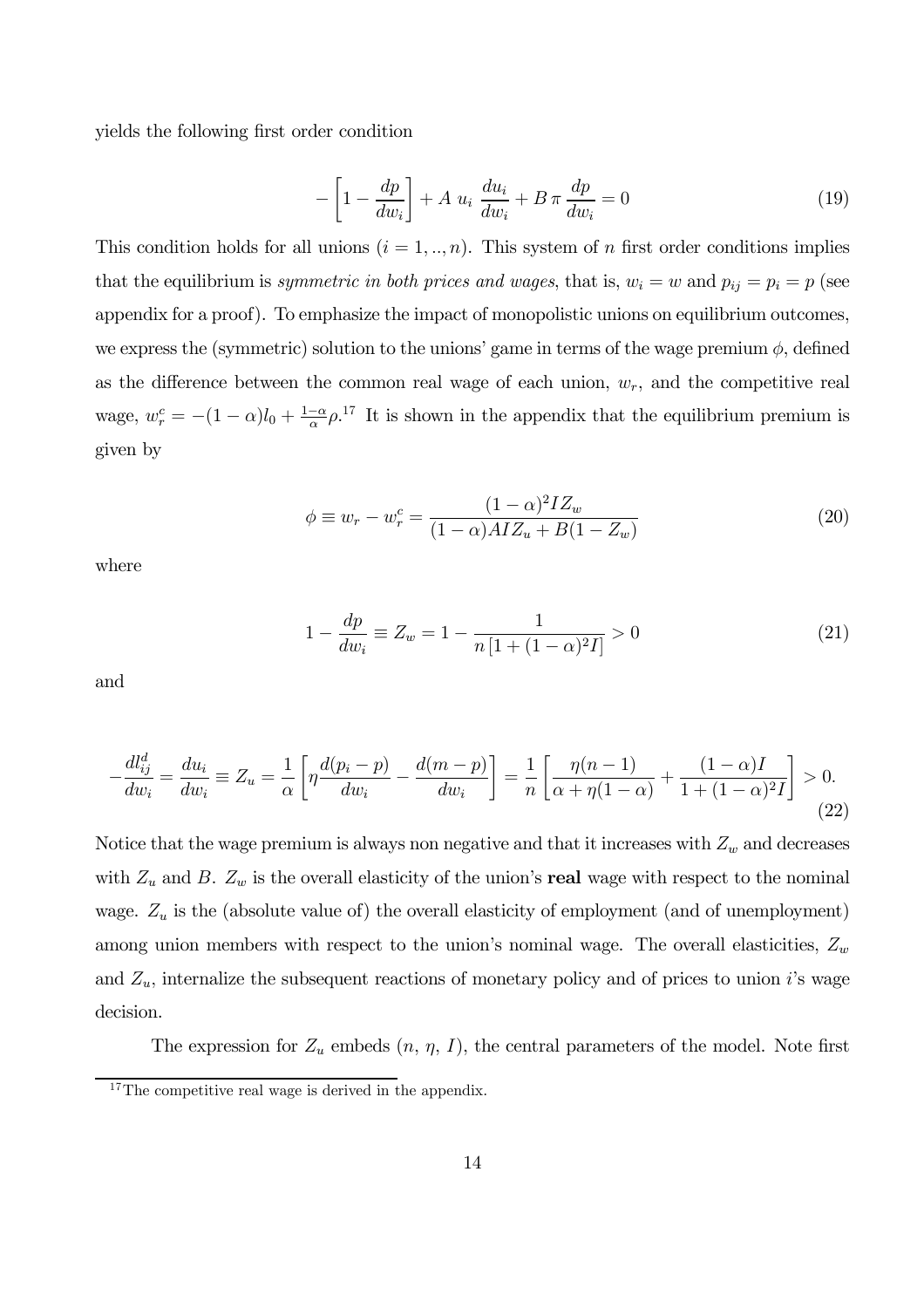yields the following first order condition

$$-\left[1-\frac{dp}{dw_i}\right]+A\ u_i\ \frac{du_i}{dw_i}+B\,\pi\,\frac{dp}{dw_i}=0 \tag{19}$$

This condition holds for all unions ($i=1,..,n$). This system of $n$ first order conditions implies that the equilibrium is *symmetric in both prices and wages*, that is, $w_i = w$ and $p_{ij} = p_i = p$ (see appendix for a proof). To emphasize the impact of monopolistic unions on equilibrium outcomes, we express the (symmetric) solution to the unions' game in terms of the wage premium $\phi$, defined as the difference between the common real wage of each union, $w_r$, and the competitive real wage, $w_r^c = -(1-\alpha)l_0 + \frac{1-\alpha}{\alpha}\rho$.[17] It is shown in the appendix that the equilibrium premium is given by

$$\phi \equiv w_r - w_r^c = \frac{(1-\alpha)^2 I Z_w}{(1-\alpha)AIZ_u + B(1-Z_w)} \tag{20}$$

where

$$1-\frac{dp}{dw_i} \equiv Z_w = 1-\frac{1}{n\left[1+(1-\alpha)^2 I\right]} > 0 \tag{21}$$

and

$$-\frac{dl_{ij}^d}{dw_i} = \frac{du_i}{dw_i} \equiv Z_u = \frac{1}{\alpha}\left[\eta\frac{d(p_i-p)}{dw_i} - \frac{d(m-p)}{dw_i}\right] = \frac{1}{n}\left[\frac{\eta(n-1)}{\alpha+\eta(1-\alpha)} + \frac{(1-\alpha)I}{1+(1-\alpha)^2 I}\right] > 0. \tag{22}$$

Notice that the wage premium is always non negative and that it increases with $Z_w$ and decreases with $Z_u$ and $B$. $Z_w$ is the overall elasticity of the union's **real** wage with respect to the nominal wage. $Z_u$ is the (absolute value of) the overall elasticity of employment (and of unemployment) among union members with respect to the union's nominal wage. The overall elasticities, $Z_w$ and $Z_u$, internalize the subsequent reactions of monetary policy and of prices to union $i$'s wage decision.

The expression for $Z_u$ embeds ($n$, $\eta$, $I$), the central parameters of the model. Note first

[17] The competitive real wage is derived in the appendix.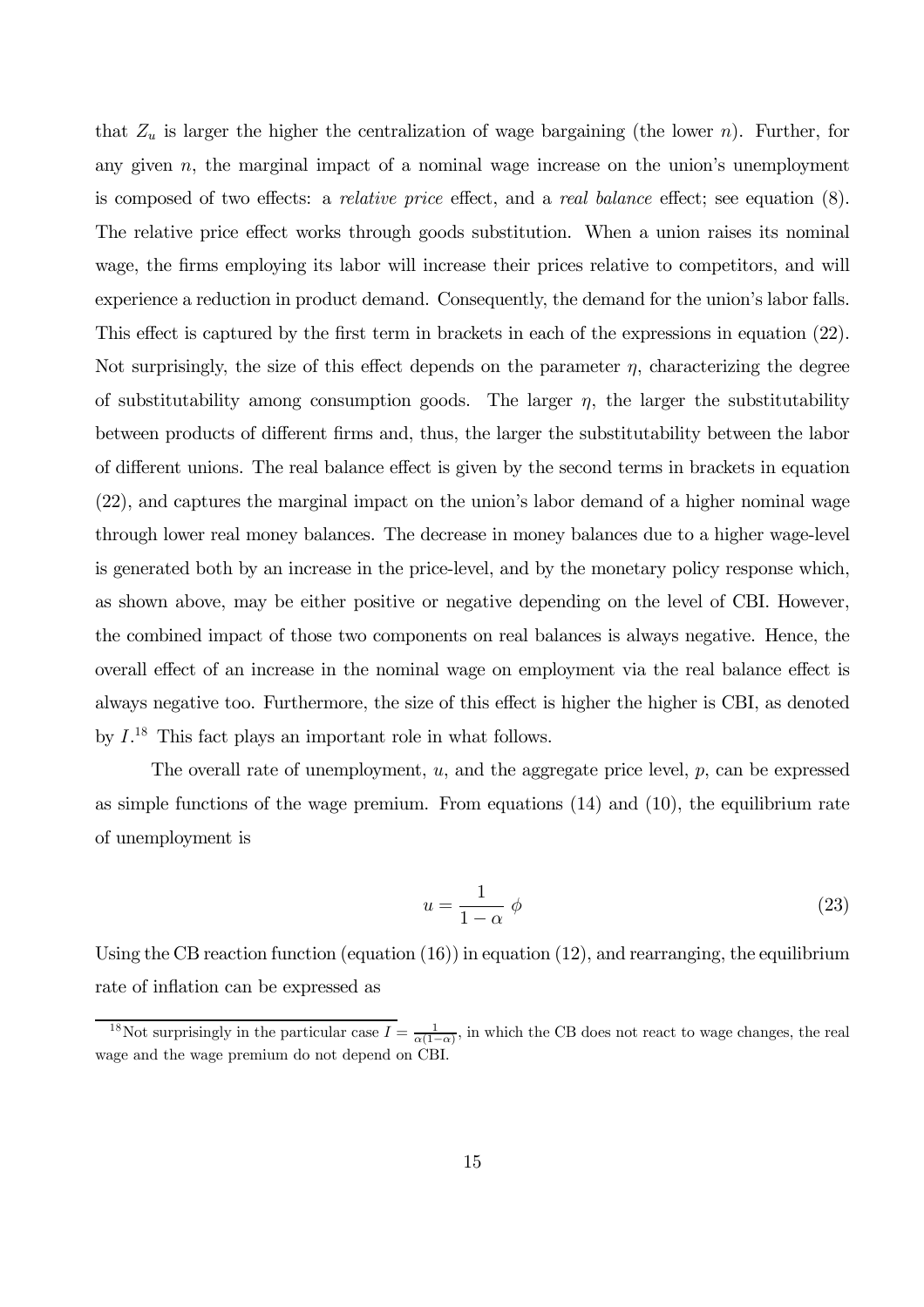that $Z_u$ is larger the higher the centralization of wage bargaining (the lower $n$). Further, for any given $n$, the marginal impact of a nominal wage increase on the union's unemployment is composed of two effects: a *relative price* effect, and a *real balance* effect; see equation (8). The relative price effect works through goods substitution. When a union raises its nominal wage, the firms employing its labor will increase their prices relative to competitors, and will experience a reduction in product demand. Consequently, the demand for the union's labor falls. This effect is captured by the first term in brackets in each of the expressions in equation (22). Not surprisingly, the size of this effect depends on the parameter $\eta$, characterizing the degree of substitutability among consumption goods. The larger $\eta$, the larger the substitutability between products of different firms and, thus, the larger the substitutability between the labor of different unions. The real balance effect is given by the second terms in brackets in equation (22), and captures the marginal impact on the union's labor demand of a higher nominal wage through lower real money balances. The decrease in money balances due to a higher wage-level is generated both by an increase in the price-level, and by the monetary policy response which, as shown above, may be either positive or negative depending on the level of CBI. However, the combined impact of those two components on real balances is always negative. Hence, the overall effect of an increase in the nominal wage on employment via the real balance effect is always negative too. Furthermore, the size of this effect is higher the higher is CBI, as denoted by $I$.[18] This fact plays an important role in what follows.

The overall rate of unemployment, $u$, and the aggregate price level, $p$, can be expressed as simple functions of the wage premium. From equations (14) and (10), the equilibrium rate of unemployment is

$$u = \frac{1}{1-\alpha}\ \phi \tag{23}$$

Using the CB reaction function (equation (16)) in equation (12), and rearranging, the equilibrium rate of inflation can be expressed as

[18] Not surprisingly in the particular case $I = \frac{1}{\alpha(1-\alpha)}$, in which the CB does not react to wage changes, the real wage and the wage premium do not depend on CBI.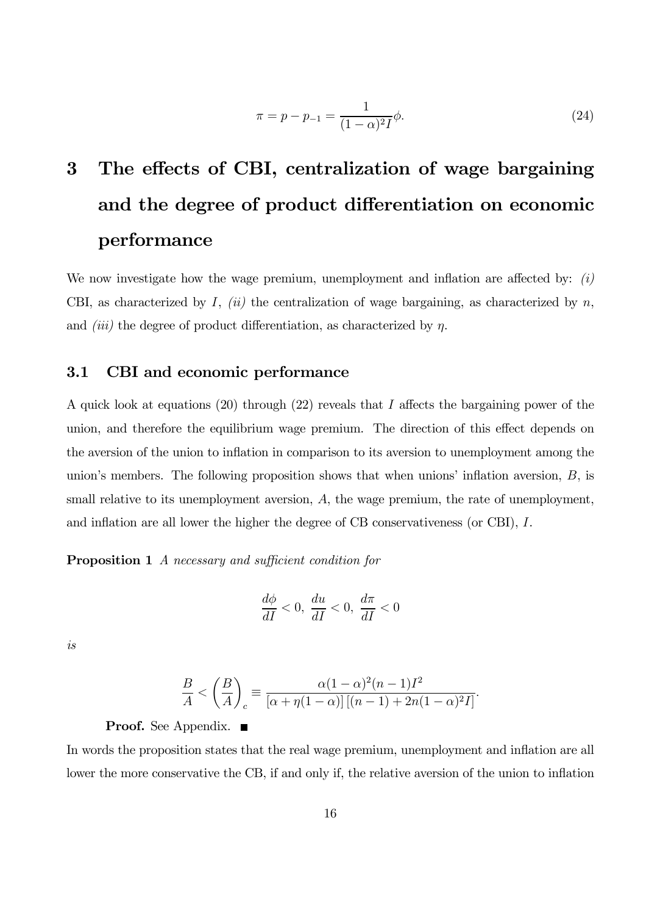$$\pi = p - p_{-1} = \frac{1}{(1-\alpha)^2 I}\phi. \tag{24}$$

# 3 The effects of CBI, centralization of wage bargaining and the degree of product differentiation on economic performance

We now investigate how the wage premium, unemployment and inflation are affected by: *(i)* CBI, as characterized by $I$, *(ii)* the centralization of wage bargaining, as characterized by $n$, and *(iii)* the degree of product differentiation, as characterized by $\eta$.

## 3.1 CBI and economic performance

A quick look at equations (20) through (22) reveals that $I$ affects the bargaining power of the union, and therefore the equilibrium wage premium. The direction of this effect depends on the aversion of the union to inflation in comparison to its aversion to unemployment among the union's members. The following proposition shows that when unions' inflation aversion, $B$, is small relative to its unemployment aversion, $A$, the wage premium, the rate of unemployment, and inflation are all lower the higher the degree of CB conservativeness (or CBI), $I$.

**Proposition 1** *A necessary and sufficient condition for*

$$\frac{d\phi}{dI} < 0, \ \frac{du}{dI} < 0, \ \frac{d\pi}{dI} < 0$$

*is*

$$\frac{B}{A} < \left(\frac{B}{A}\right)_c \equiv \frac{\alpha(1-\alpha)^2(n-1)I^2}{[\alpha + \eta(1-\alpha)]\left[(n-1) + 2n(1-\alpha)^2 I\right]}.$$

**Proof.** See Appendix. ■

In words the proposition states that the real wage premium, unemployment and inflation are all lower the more conservative the CB, if and only if, the relative aversion of the union to inflation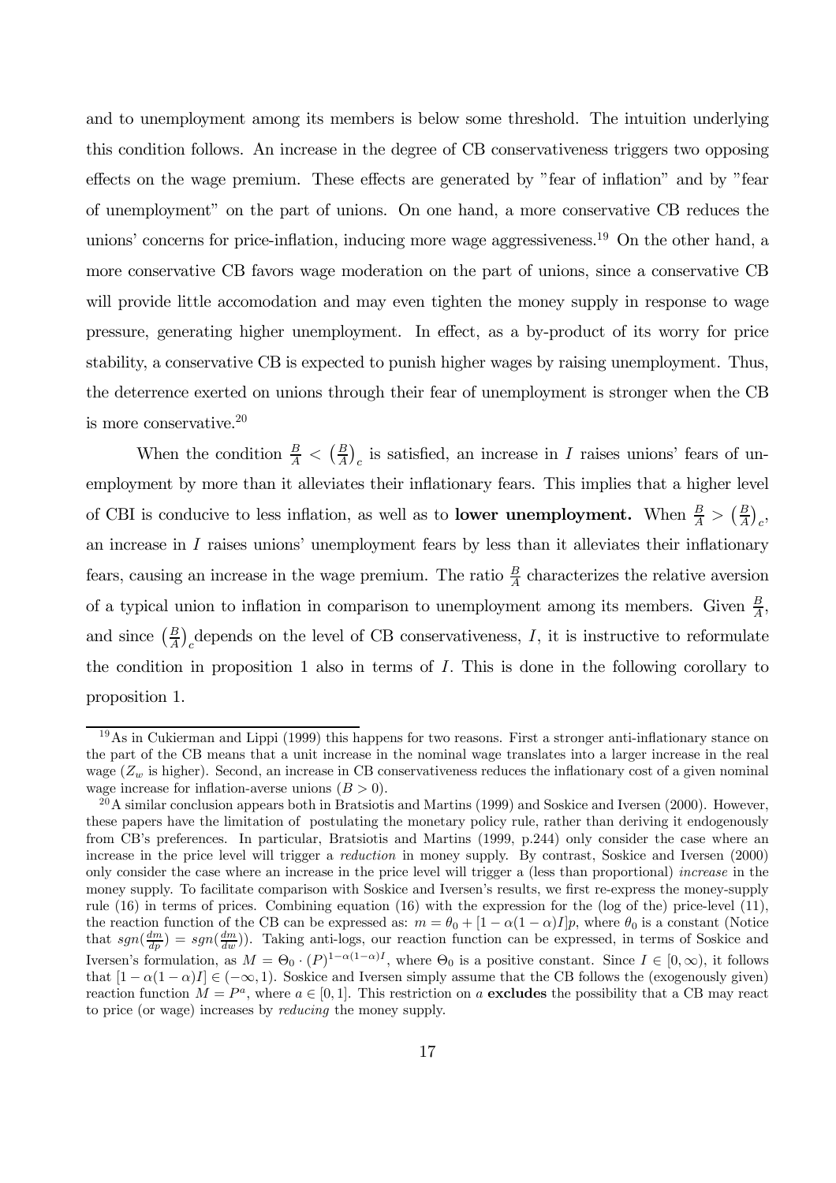and to unemployment among its members is below some threshold. The intuition underlying this condition follows. An increase in the degree of CB conservativeness triggers two opposing effects on the wage premium. These effects are generated by "fear of inflation" and by "fear of unemployment" on the part of unions. On one hand, a more conservative CB reduces the unions' concerns for price-inflation, inducing more wage aggressiveness.[19] On the other hand, a more conservative CB favors wage moderation on the part of unions, since a conservative CB will provide little accomodation and may even tighten the money supply in response to wage pressure, generating higher unemployment. In effect, as a by-product of its worry for price stability, a conservative CB is expected to punish higher wages by raising unemployment. Thus, the deterrence exerted on unions through their fear of unemployment is stronger when the CB is more conservative.[20]

When the condition $\frac{B}{A} < \left(\frac{B}{A}\right)_c$ is satisfied, an increase in $I$ raises unions' fears of unemployment by more than it alleviates their inflationary fears. This implies that a higher level of CBI is conducive to less inflation, as well as to **lower unemployment.** When $\frac{B}{A} > \left(\frac{B}{A}\right)_c$, an increase in $I$ raises unions' unemployment fears by less than it alleviates their inflationary fears, causing an increase in the wage premium. The ratio $\frac{B}{A}$ characterizes the relative aversion of a typical union to inflation in comparison to unemployment among its members. Given $\frac{B}{A}$, and since $\left(\frac{B}{A}\right)_c$ depends on the level of CB conservativeness, $I$, it is instructive to reformulate the condition in proposition 1 also in terms of $I$. This is done in the following corollary to proposition 1.

---

[19] As in Cukierman and Lippi (1999) this happens for two reasons. First a stronger anti-inflationary stance on the part of the CB means that a unit increase in the nominal wage translates into a larger increase in the real wage ($Z_w$ is higher). Second, an increase in CB conservativeness reduces the inflationary cost of a given nominal wage increase for inflation-averse unions ($B > 0$).

[20] A similar conclusion appears both in Bratsiotis and Martins (1999) and Soskice and Iversen (2000). However, these papers have the limitation of postulating the monetary policy rule, rather than deriving it endogenously from CB's preferences. In particular, Bratsiotis and Martins (1999, p.244) only consider the case where an increase in the price level will trigger a *reduction* in money supply. By contrast, Soskice and Iversen (2000) only consider the case where an increase in the price level will trigger a (less than proportional) *increase* in the money supply. To facilitate comparison with Soskice and Iversen's results, we first re-express the money-supply rule (16) in terms of prices. Combining equation (16) with the expression for the (log of the) price-level (11), the reaction function of the CB can be expressed as: $m = \theta_0 + [1 - \alpha(1-\alpha)I]p$, where $\theta_0$ is a constant (Notice that $sgn(\frac{dm}{dp}) = sgn(\frac{dm}{dw})$). Taking anti-logs, our reaction function can be expressed, in terms of Soskice and Iversen's formulation, as $M = \Theta_0 \cdot (P)^{1-\alpha(1-\alpha)I}$, where $\Theta_0$ is a positive constant. Since $I \in [0, \infty)$, it follows that $[1 - \alpha(1-\alpha)I] \in (-\infty, 1)$. Soskice and Iversen simply assume that the CB follows the (exogenously given) reaction function $M = P^a$, where $a \in [0, 1]$. This restriction on $a$ **excludes** the possibility that a CB may react to price (or wage) increases by *reducing* the money supply.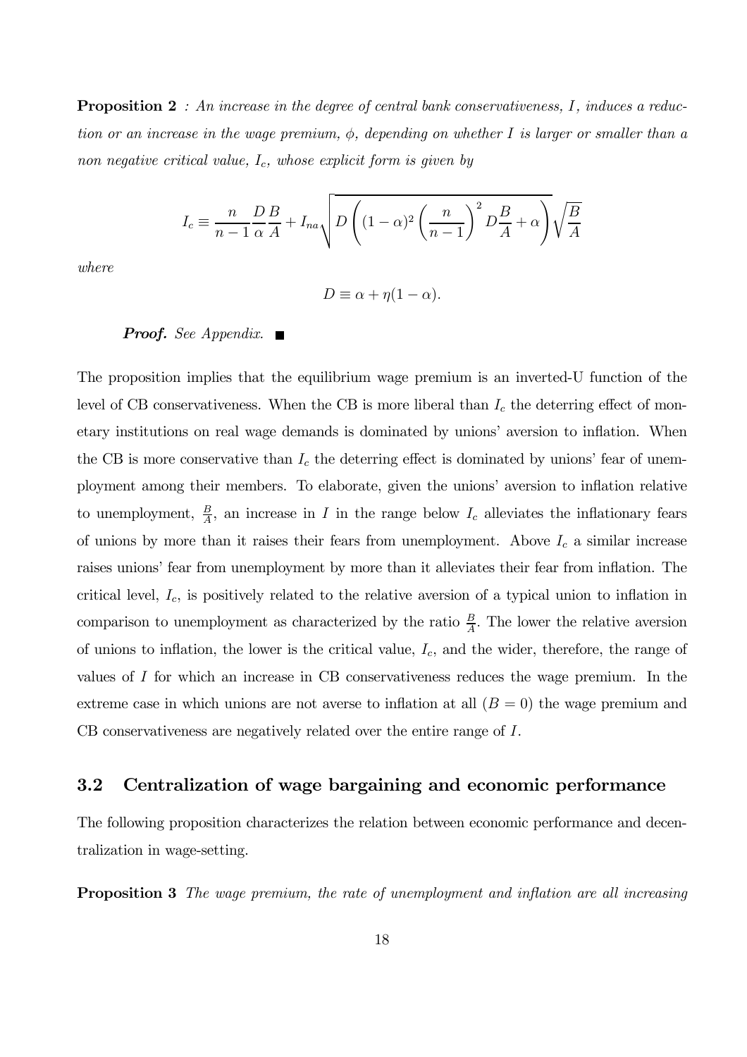**Proposition 2** *: An increase in the degree of central bank conservativeness, $I$, induces a reduction or an increase in the wage premium, $\phi$, depending on whether $I$ is larger or smaller than a non negative critical value, $I_c$, whose explicit form is given by*

$$I_c \equiv \frac{n}{n-1}\frac{D}{\alpha}\frac{B}{A} + I_{na}\sqrt{D\left((1-\alpha)^2\left(\frac{n}{n-1}\right)^2 D\frac{B}{A} + \alpha\right)}\sqrt{\frac{B}{A}}$$

*where*

$$D \equiv \alpha + \eta(1-\alpha).$$

***Proof.*** *See Appendix.* ■

The proposition implies that the equilibrium wage premium is an inverted-U function of the level of CB conservativeness. When the CB is more liberal than $I_c$ the deterring effect of monetary institutions on real wage demands is dominated by unions' aversion to inflation. When the CB is more conservative than $I_c$ the deterring effect is dominated by unions' fear of unemployment among their members. To elaborate, given the unions' aversion to inflation relative to unemployment, $\frac{B}{A}$, an increase in $I$ in the range below $I_c$ alleviates the inflationary fears of unions by more than it raises their fears from unemployment. Above $I_c$ a similar increase raises unions' fear from unemployment by more than it alleviates their fear from inflation. The critical level, $I_c$, is positively related to the relative aversion of a typical union to inflation in comparison to unemployment as characterized by the ratio $\frac{B}{A}$. The lower the relative aversion of unions to inflation, the lower is the critical value, $I_c$, and the wider, therefore, the range of values of $I$ for which an increase in CB conservativeness reduces the wage premium. In the extreme case in which unions are not averse to inflation at all ($B = 0$) the wage premium and CB conservativeness are negatively related over the entire range of $I$.

## 3.2 Centralization of wage bargaining and economic performance

The following proposition characterizes the relation between economic performance and decentralization in wage-setting.

**Proposition 3** *The wage premium, the rate of unemployment and inflation are all increasing*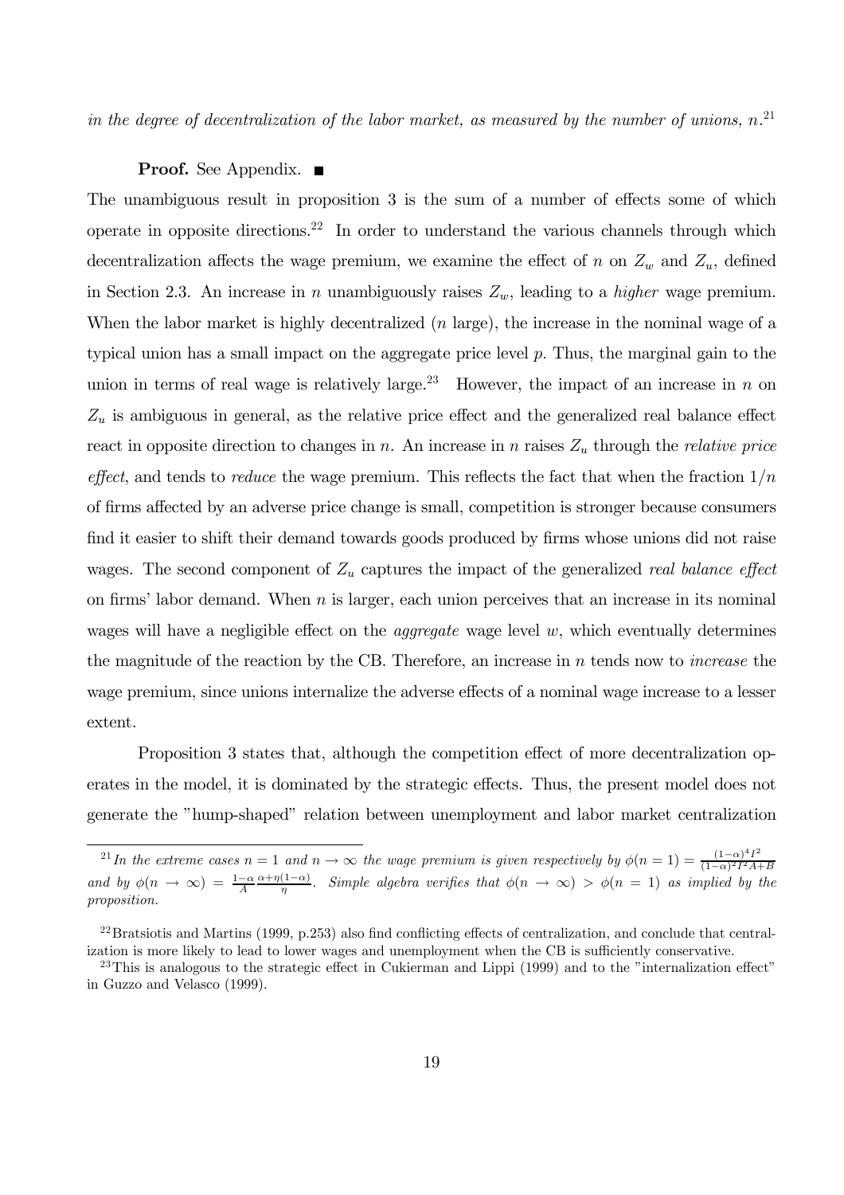*in the degree of decentralization of the labor market, as measured by the number of unions, $n$.*[21]

**Proof.** See Appendix. ■

The unambiguous result in proposition 3 is the sum of a number of effects some of which operate in opposite directions.[22] In order to understand the various channels through which decentralization affects the wage premium, we examine the effect of $n$ on $Z_w$ and $Z_u$, defined in Section 2.3. An increase in $n$ unambiguously raises $Z_w$, leading to a *higher* wage premium. When the labor market is highly decentralized ($n$ large), the increase in the nominal wage of a typical union has a small impact on the aggregate price level $p$. Thus, the marginal gain to the union in terms of real wage is relatively large.[23] However, the impact of an increase in $n$ on $Z_u$ is ambiguous in general, as the relative price effect and the generalized real balance effect react in opposite direction to changes in $n$. An increase in $n$ raises $Z_u$ through the *relative price effect*, and tends to *reduce* the wage premium. This reflects the fact that when the fraction $1/n$ of firms affected by an adverse price change is small, competition is stronger because consumers find it easier to shift their demand towards goods produced by firms whose unions did not raise wages. The second component of $Z_u$ captures the impact of the generalized *real balance effect* on firms' labor demand. When $n$ is larger, each union perceives that an increase in its nominal wages will have a negligible effect on the *aggregate* wage level $w$, which eventually determines the magnitude of the reaction by the CB. Therefore, an increase in $n$ tends now to *increase* the wage premium, since unions internalize the adverse effects of a nominal wage increase to a lesser extent.

Proposition 3 states that, although the competition effect of more decentralization operates in the model, it is dominated by the strategic effects. Thus, the present model does not generate the "hump-shaped" relation between unemployment and labor market centralization

---

[21] *In the extreme cases $n = 1$ and $n \to \infty$ the wage premium is given respectively by $\phi(n = 1) = \frac{(1-\alpha)^4 I^2}{(1-\alpha)^2 I^2 A + B}$ and by $\phi(n \to \infty) = \frac{1-\alpha}{A} \frac{\alpha + \eta(1-\alpha)}{\eta}$. Simple algebra verifies that $\phi(n \to \infty) > \phi(n = 1)$ as implied by the proposition.*

[22] Bratsiotis and Martins (1999, p.253) also find conflicting effects of centralization, and conclude that centralization is more likely to lead to lower wages and unemployment when the CB is sufficiently conservative.

[23] This is analogous to the strategic effect in Cukierman and Lippi (1999) and to the "internalization effect" in Guzzo and Velasco (1999).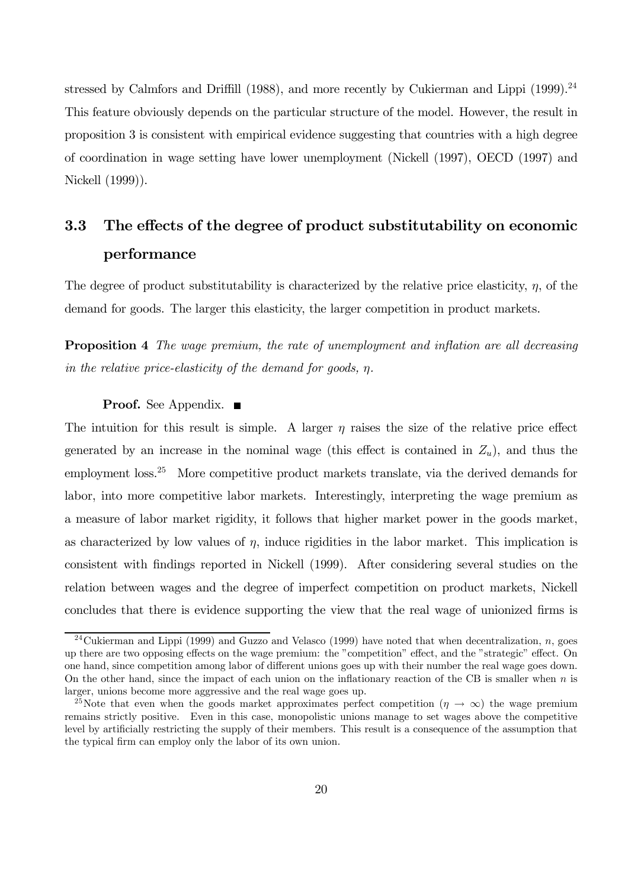stressed by Calmfors and Driffill (1988), and more recently by Cukierman and Lippi (1999).[24] This feature obviously depends on the particular structure of the model. However, the result in proposition 3 is consistent with empirical evidence suggesting that countries with a high degree of coordination in wage setting have lower unemployment (Nickell (1997), OECD (1997) and Nickell (1999)).

## 3.3 The effects of the degree of product substitutability on economic performance

The degree of product substitutability is characterized by the relative price elasticity, $\eta$, of the demand for goods. The larger this elasticity, the larger competition in product markets.

**Proposition 4** *The wage premium, the rate of unemployment and inflation are all decreasing in the relative price-elasticity of the demand for goods, $\eta$.*

**Proof.** See Appendix. ■

The intuition for this result is simple. A larger $\eta$ raises the size of the relative price effect generated by an increase in the nominal wage (this effect is contained in $Z_u$), and thus the employment loss.[25] More competitive product markets translate, via the derived demands for labor, into more competitive labor markets. Interestingly, interpreting the wage premium as a measure of labor market rigidity, it follows that higher market power in the goods market, as characterized by low values of $\eta$, induce rigidities in the labor market. This implication is consistent with findings reported in Nickell (1999). After considering several studies on the relation between wages and the degree of imperfect competition on product markets, Nickell concludes that there is evidence supporting the view that the real wage of unionized firms is

---

[24] Cukierman and Lippi (1999) and Guzzo and Velasco (1999) have noted that when decentralization, $n$, goes up there are two opposing effects on the wage premium: the "competition" effect, and the "strategic" effect. On one hand, since competition among labor of different unions goes up with their number the real wage goes down. On the other hand, since the impact of each union on the inflationary reaction of the CB is smaller when $n$ is larger, unions become more aggressive and the real wage goes up.

[25] Note that even when the goods market approximates perfect competition ($\eta \to \infty$) the wage premium remains strictly positive. Even in this case, monopolistic unions manage to set wages above the competitive level by artificially restricting the supply of their members. This result is a consequence of the assumption that the typical firm can employ only the labor of its own union.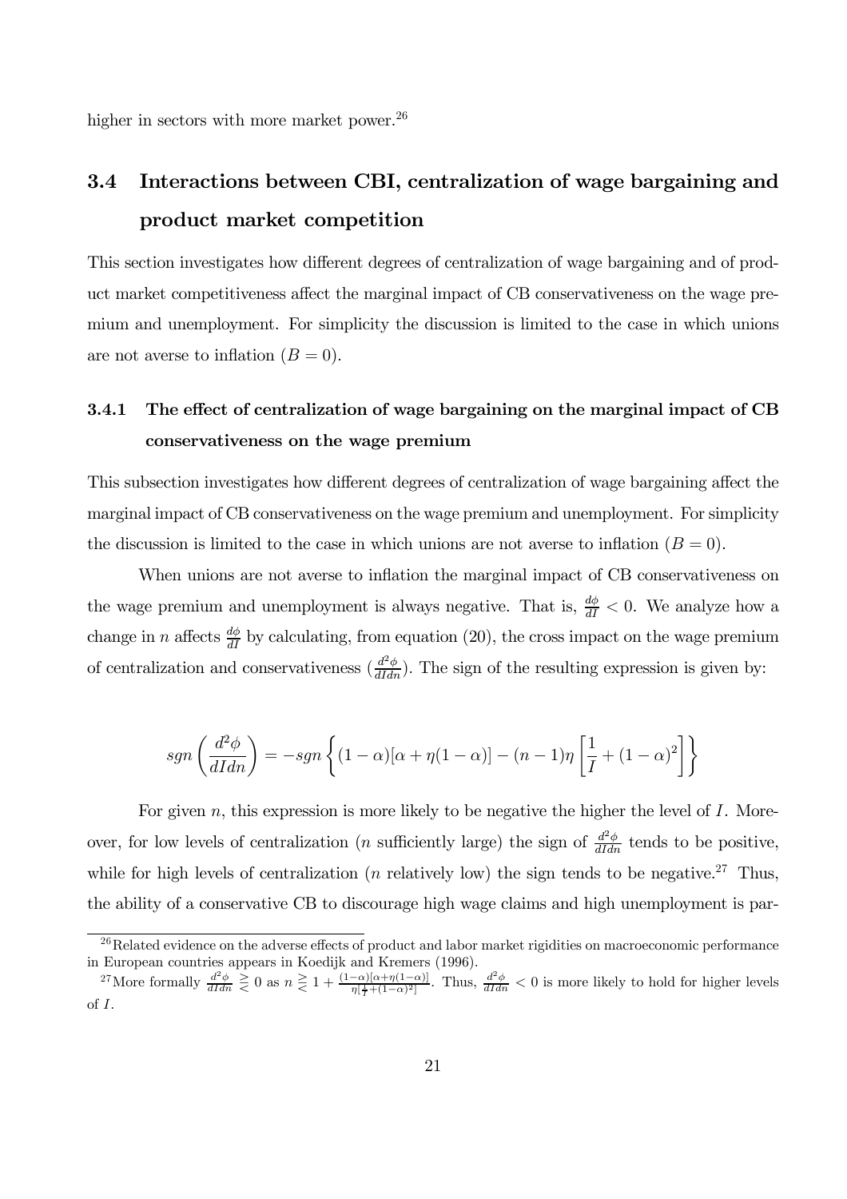higher in sectors with more market power.[26]

## 3.4 Interactions between CBI, centralization of wage bargaining and product market competition

This section investigates how different degrees of centralization of wage bargaining and of product market competitiveness affect the marginal impact of CB conservativeness on the wage premium and unemployment. For simplicity the discussion is limited to the case in which unions are not averse to inflation ($B = 0$).

### 3.4.1 The effect of centralization of wage bargaining on the marginal impact of CB conservativeness on the wage premium

This subsection investigates how different degrees of centralization of wage bargaining affect the marginal impact of CB conservativeness on the wage premium and unemployment. For simplicity the discussion is limited to the case in which unions are not averse to inflation ($B = 0$).

When unions are not averse to inflation the marginal impact of CB conservativeness on the wage premium and unemployment is always negative. That is, $\frac{d\phi}{dI} < 0$. We analyze how a change in $n$ affects $\frac{d\phi}{dI}$ by calculating, from equation (20), the cross impact on the wage premium of centralization and conservativeness ($\frac{d^2\phi}{dIdn}$). The sign of the resulting expression is given by:

$$sgn\left(\frac{d^2\phi}{dIdn}\right) = -sgn\left\{(1-\alpha)[\alpha + \eta(1-\alpha)] - (n-1)\eta\left[\frac{1}{I} + (1-\alpha)^2\right]\right\}$$

For given $n$, this expression is more likely to be negative the higher the level of $I$. Moreover, for low levels of centralization ($n$ sufficiently large) the sign of $\frac{d^2\phi}{dIdn}$ tends to be positive, while for high levels of centralization ($n$ relatively low) the sign tends to be negative.[27] Thus, the ability of a conservative CB to discourage high wage claims and high unemployment is par-

---

[26] Related evidence on the adverse effects of product and labor market rigidities on macroeconomic performance in European countries appears in Koedijk and Kremers (1996).

[27] More formally $\frac{d^2\phi}{dIdn} \gtreqless 0$ as $n \gtreqless 1 + \frac{(1-\alpha)[\alpha+\eta(1-\alpha)]}{\eta[\frac{1}{I}+(1-\alpha)^2]}$. Thus, $\frac{d^2\phi}{dIdn} < 0$ is more likely to hold for higher levels of $I$.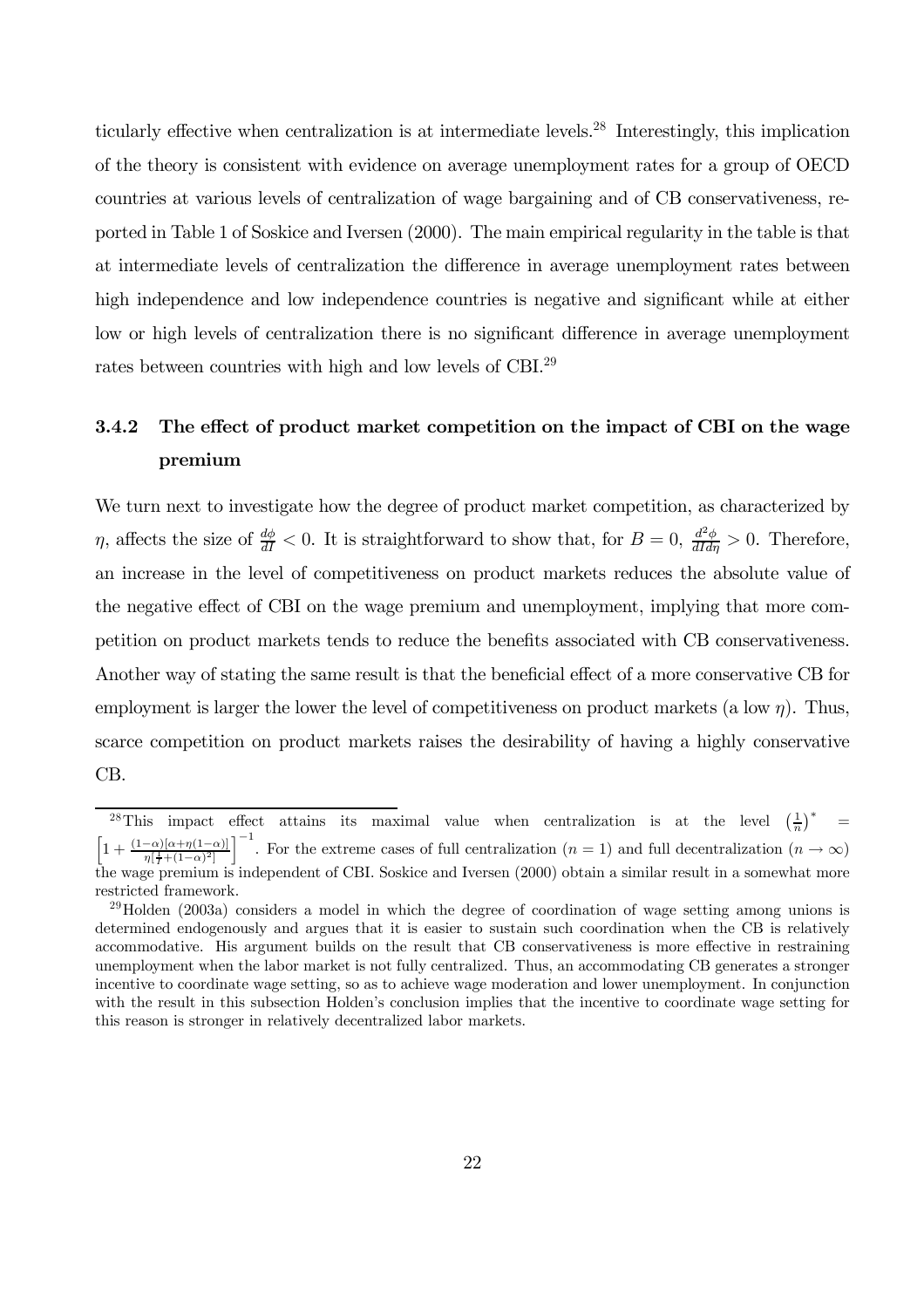ticularly effective when centralization is at intermediate levels.[28] Interestingly, this implication of the theory is consistent with evidence on average unemployment rates for a group of OECD countries at various levels of centralization of wage bargaining and of CB conservativeness, reported in Table 1 of Soskice and Iversen (2000). The main empirical regularity in the table is that at intermediate levels of centralization the difference in average unemployment rates between high independence and low independence countries is negative and significant while at either low or high levels of centralization there is no significant difference in average unemployment rates between countries with high and low levels of CBI.[29]

### 3.4.2 The effect of product market competition on the impact of CBI on the wage premium

We turn next to investigate how the degree of product market competition, as characterized by $\eta$, affects the size of $\frac{d\phi}{dI} < 0$. It is straightforward to show that, for $B = 0$, $\frac{d^2\phi}{dId\eta} > 0$. Therefore, an increase in the level of competitiveness on product markets reduces the absolute value of the negative effect of CBI on the wage premium and unemployment, implying that more competition on product markets tends to reduce the benefits associated with CB conservativeness. Another way of stating the same result is that the beneficial effect of a more conservative CB for employment is larger the lower the level of competitiveness on product markets (a low $\eta$). Thus, scarce competition on product markets raises the desirability of having a highly conservative CB.

---

[28] This impact effect attains its maximal value when centralization is at the level $\left(\frac{1}{n}\right)^* = \left[1 + \frac{(1-\alpha)[\alpha+\eta(1-\alpha)]}{\eta[\frac{1}{I}+(1-\alpha)^2]}\right]^{-1}$. For the extreme cases of full centralization ($n = 1$) and full decentralization ($n \to \infty$) the wage premium is independent of CBI. Soskice and Iversen (2000) obtain a similar result in a somewhat more restricted framework.

[29] Holden (2003a) considers a model in which the degree of coordination of wage setting among unions is determined endogenously and argues that it is easier to sustain such coordination when the CB is relatively accommodative. His argument builds on the result that CB conservativeness is more effective in restraining unemployment when the labor market is not fully centralized. Thus, an accommodating CB generates a stronger incentive to coordinate wage setting, so as to achieve wage moderation and lower unemployment. In conjunction with the result in this subsection Holden's conclusion implies that the incentive to coordinate wage setting for this reason is stronger in relatively decentralized labor markets.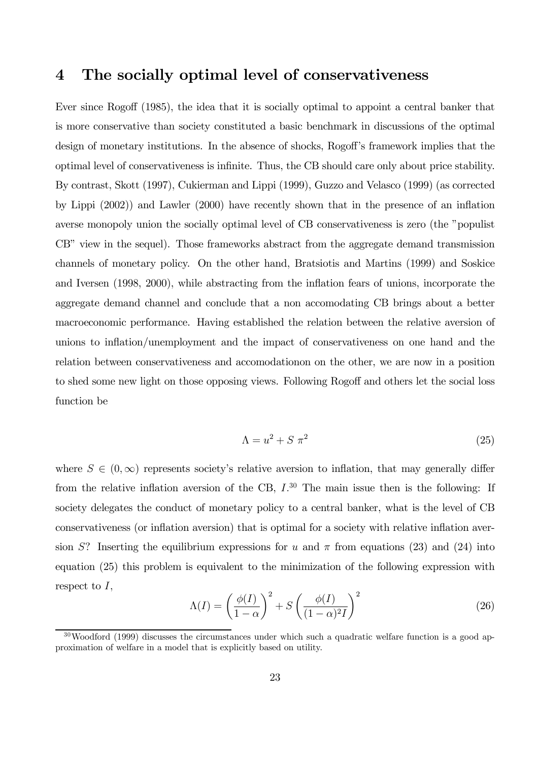## 4 The socially optimal level of conservativeness

Ever since Rogoff (1985), the idea that it is socially optimal to appoint a central banker that is more conservative than society constituted a basic benchmark in discussions of the optimal design of monetary institutions. In the absence of shocks, Rogoff's framework implies that the optimal level of conservativeness is infinite. Thus, the CB should care only about price stability. By contrast, Skott (1997), Cukierman and Lippi (1999), Guzzo and Velasco (1999) (as corrected by Lippi (2002)) and Lawler (2000) have recently shown that in the presence of an inflation averse monopoly union the socially optimal level of CB conservativeness is zero (the "populist CB" view in the sequel). Those frameworks abstract from the aggregate demand transmission channels of monetary policy. On the other hand, Bratsiotis and Martins (1999) and Soskice and Iversen (1998, 2000), while abstracting from the inflation fears of unions, incorporate the aggregate demand channel and conclude that a non accomodating CB brings about a better macroeconomic performance. Having established the relation between the relative aversion of unions to inflation/unemployment and the impact of conservativeness on one hand and the relation between conservativeness and accomodationon on the other, we are now in a position to shed some new light on those opposing views. Following Rogoff and others let the social loss function be

$$\Lambda = u^2 + S\ \pi^2 \tag{25}$$

where $S \in (0, \infty)$ represents society's relative aversion to inflation, that may generally differ from the relative inflation aversion of the CB, $I$.[30] The main issue then is the following: If society delegates the conduct of monetary policy to a central banker, what is the level of CB conservativeness (or inflation aversion) that is optimal for a society with relative inflation aversion $S$? Inserting the equilibrium expressions for $u$ and $\pi$ from equations (23) and (24) into equation (25) this problem is equivalent to the minimization of the following expression with respect to $I$,

$$\Lambda(I) = \left(\frac{\phi(I)}{1-\alpha}\right)^2 + S\left(\frac{\phi(I)}{(1-\alpha)^2 I}\right)^2 \tag{26}$$

[30] Woodford (1999) discusses the circumstances under which such a quadratic welfare function is a good approximation of welfare in a model that is explicitly based on utility.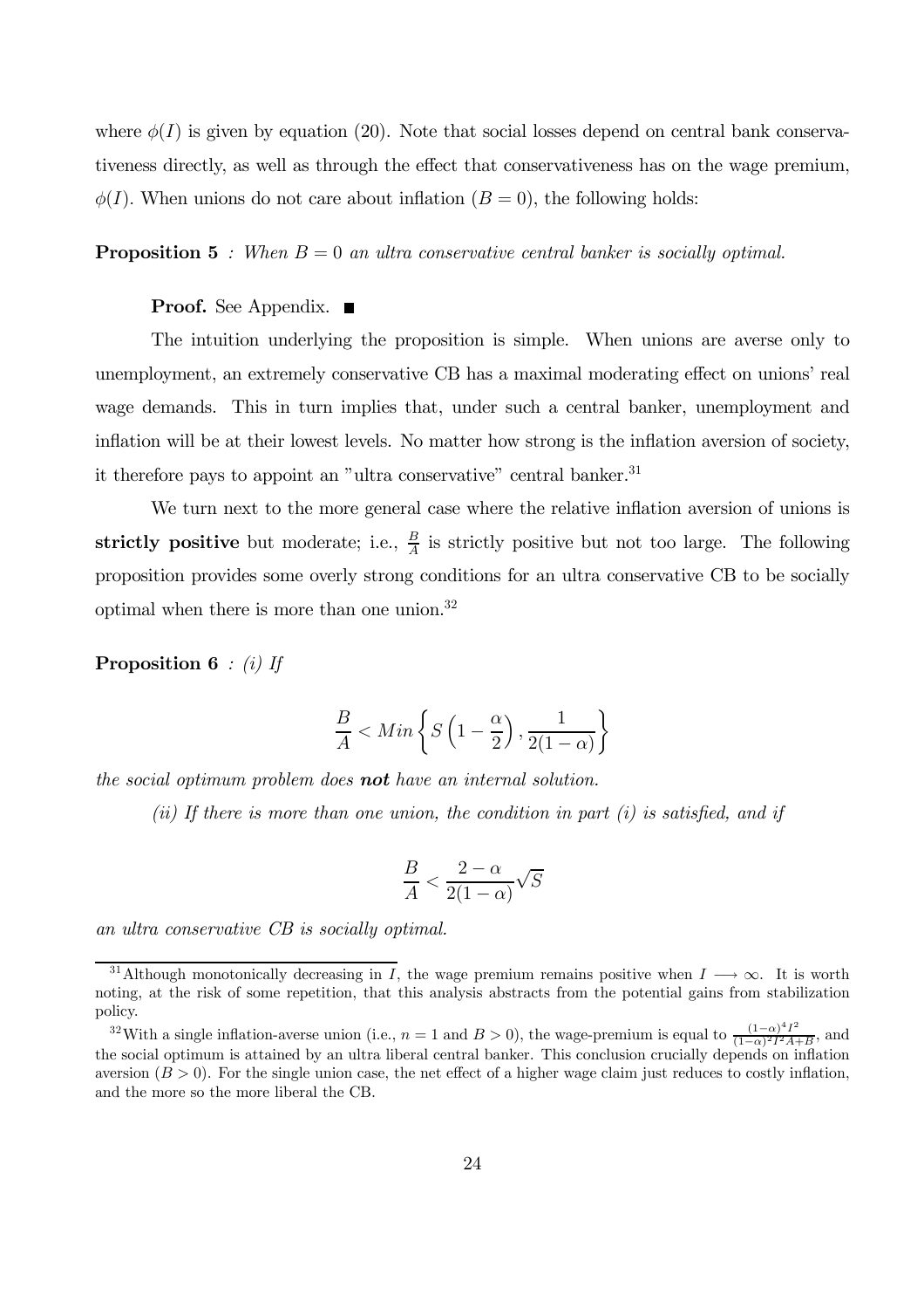where $\phi(I)$ is given by equation (20). Note that social losses depend on central bank conservativeness directly, as well as through the effect that conservativeness has on the wage premium, $\phi(I)$. When unions do not care about inflation ($B = 0$), the following holds:

**Proposition 5** *: When $B = 0$ an ultra conservative central banker is socially optimal.*

**Proof.** See Appendix. ■

The intuition underlying the proposition is simple. When unions are averse only to unemployment, an extremely conservative CB has a maximal moderating effect on unions' real wage demands. This in turn implies that, under such a central banker, unemployment and inflation will be at their lowest levels. No matter how strong is the inflation aversion of society, it therefore pays to appoint an "ultra conservative" central banker.[31]

We turn next to the more general case where the relative inflation aversion of unions is **strictly positive** but moderate; i.e., $\frac{B}{A}$ is strictly positive but not too large. The following proposition provides some overly strong conditions for an ultra conservative CB to be socially optimal when there is more than one union.[32]

**Proposition 6** *: (i) If*

$$\frac{B}{A} < Min\left\{S\left(1-\frac{\alpha}{2}\right), \frac{1}{2(1-\alpha)}\right\}$$

*the social optimum problem does* ***not*** *have an internal solution.*

*(ii) If there is more than one union, the condition in part (i) is satisfied, and if*

$$\frac{B}{A} < \frac{2-\alpha}{2(1-\alpha)}\sqrt{S}$$

*an ultra conservative CB is socially optimal.*

---

[31] Although monotonically decreasing in $I$, the wage premium remains positive when $I \longrightarrow \infty$. It is worth noting, at the risk of some repetition, that this analysis abstracts from the potential gains from stabilization policy.

[32] With a single inflation-averse union (i.e., $n = 1$ and $B > 0$), the wage-premium is equal to $\frac{(1-\alpha)^4 I^2}{(1-\alpha)^2 I^2 A + B}$, and the social optimum is attained by an ultra liberal central banker. This conclusion crucially depends on inflation aversion ($B > 0$). For the single union case, the net effect of a higher wage claim just reduces to costly inflation, and the more so the more liberal the CB.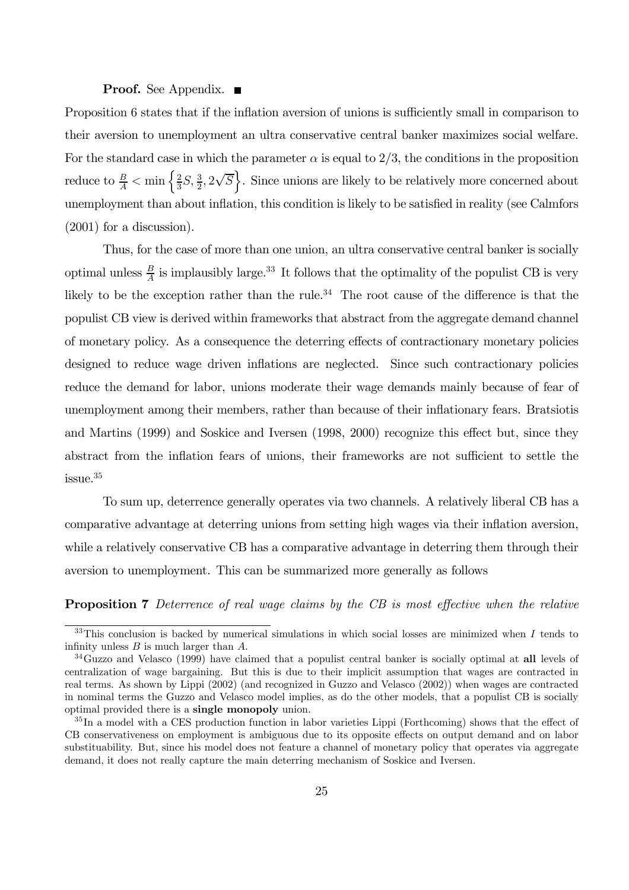**Proof.** See Appendix. ■

Proposition 6 states that if the inflation aversion of unions is sufficiently small in comparison to their aversion to unemployment an ultra conservative central banker maximizes social welfare. For the standard case in which the parameter $\alpha$ is equal to $2/3$, the conditions in the proposition reduce to $\frac{B}{A} < \min\left\{\frac{2}{3}S, \frac{3}{2}, 2\sqrt{S}\right\}$. Since unions are likely to be relatively more concerned about unemployment than about inflation, this condition is likely to be satisfied in reality (see Calmfors (2001) for a discussion).

Thus, for the case of more than one union, an ultra conservative central banker is socially optimal unless $\frac{B}{A}$ is implausibly large.[33] It follows that the optimality of the populist CB is very likely to be the exception rather than the rule.[34] The root cause of the difference is that the populist CB view is derived within frameworks that abstract from the aggregate demand channel of monetary policy. As a consequence the deterring effects of contractionary monetary policies designed to reduce wage driven inflations are neglected. Since such contractionary policies reduce the demand for labor, unions moderate their wage demands mainly because of fear of unemployment among their members, rather than because of their inflationary fears. Bratsiotis and Martins (1999) and Soskice and Iversen (1998, 2000) recognize this effect but, since they abstract from the inflation fears of unions, their frameworks are not sufficient to settle the issue.[35]

To sum up, deterrence generally operates via two channels. A relatively liberal CB has a comparative advantage at deterring unions from setting high wages via their inflation aversion, while a relatively conservative CB has a comparative advantage in deterring them through their aversion to unemployment. This can be summarized more generally as follows

**Proposition 7** *Deterrence of real wage claims by the CB is most effective when the relative*

---

[33] This conclusion is backed by numerical simulations in which social losses are minimized when $I$ tends to infinity unless $B$ is much larger than $A$.

[34] Guzzo and Velasco (1999) have claimed that a populist central banker is socially optimal at **all** levels of centralization of wage bargaining. But this is due to their implicit assumption that wages are contracted in real terms. As shown by Lippi (2002) (and recognized in Guzzo and Velasco (2002)) when wages are contracted in nominal terms the Guzzo and Velasco model implies, as do the other models, that a populist CB is socially optimal provided there is a **single monopoly** union.

[35] In a model with a CES production function in labor varieties Lippi (Forthcoming) shows that the effect of CB conservativeness on employment is ambiguous due to its opposite effects on output demand and on labor substituability. But, since his model does not feature a channel of monetary policy that operates via aggregate demand, it does not really capture the main deterring mechanism of Soskice and Iversen.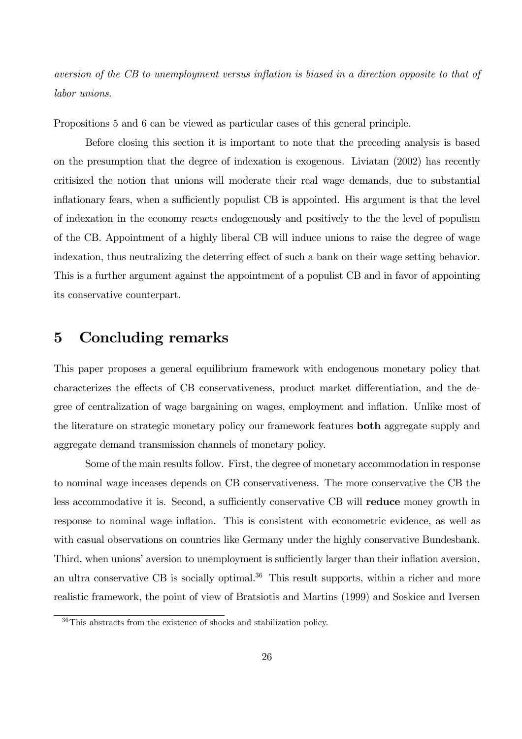*aversion of the CB to unemployment versus inflation is biased in a direction opposite to that of labor unions.*

Propositions 5 and 6 can be viewed as particular cases of this general principle.

Before closing this section it is important to note that the preceding analysis is based on the presumption that the degree of indexation is exogenous. Liviatan (2002) has recently critisized the notion that unions will moderate their real wage demands, due to substantial inflationary fears, when a sufficiently populist CB is appointed. His argument is that the level of indexation in the economy reacts endogenously and positively to the the level of populism of the CB. Appointment of a highly liberal CB will induce unions to raise the degree of wage indexation, thus neutralizing the deterring effect of such a bank on their wage setting behavior. This is a further argument against the appointment of a populist CB and in favor of appointing its conservative counterpart.

# 5 Concluding remarks

This paper proposes a general equilibrium framework with endogenous monetary policy that characterizes the effects of CB conservativeness, product market differentiation, and the degree of centralization of wage bargaining on wages, employment and inflation. Unlike most of the literature on strategic monetary policy our framework features **both** aggregate supply and aggregate demand transmission channels of monetary policy.

Some of the main results follow. First, the degree of monetary accommodation in response to nominal wage inceases depends on CB conservativeness. The more conservative the CB the less accommodative it is. Second, a sufficiently conservative CB will **reduce** money growth in response to nominal wage inflation. This is consistent with econometric evidence, as well as with casual observations on countries like Germany under the highly conservative Bundesbank. Third, when unions' aversion to unemployment is sufficiently larger than their inflation aversion, an ultra conservative CB is socially optimal.[36] This result supports, within a richer and more realistic framework, the point of view of Bratsiotis and Martins (1999) and Soskice and Iversen

[36]This abstracts from the existence of shocks and stabilization policy.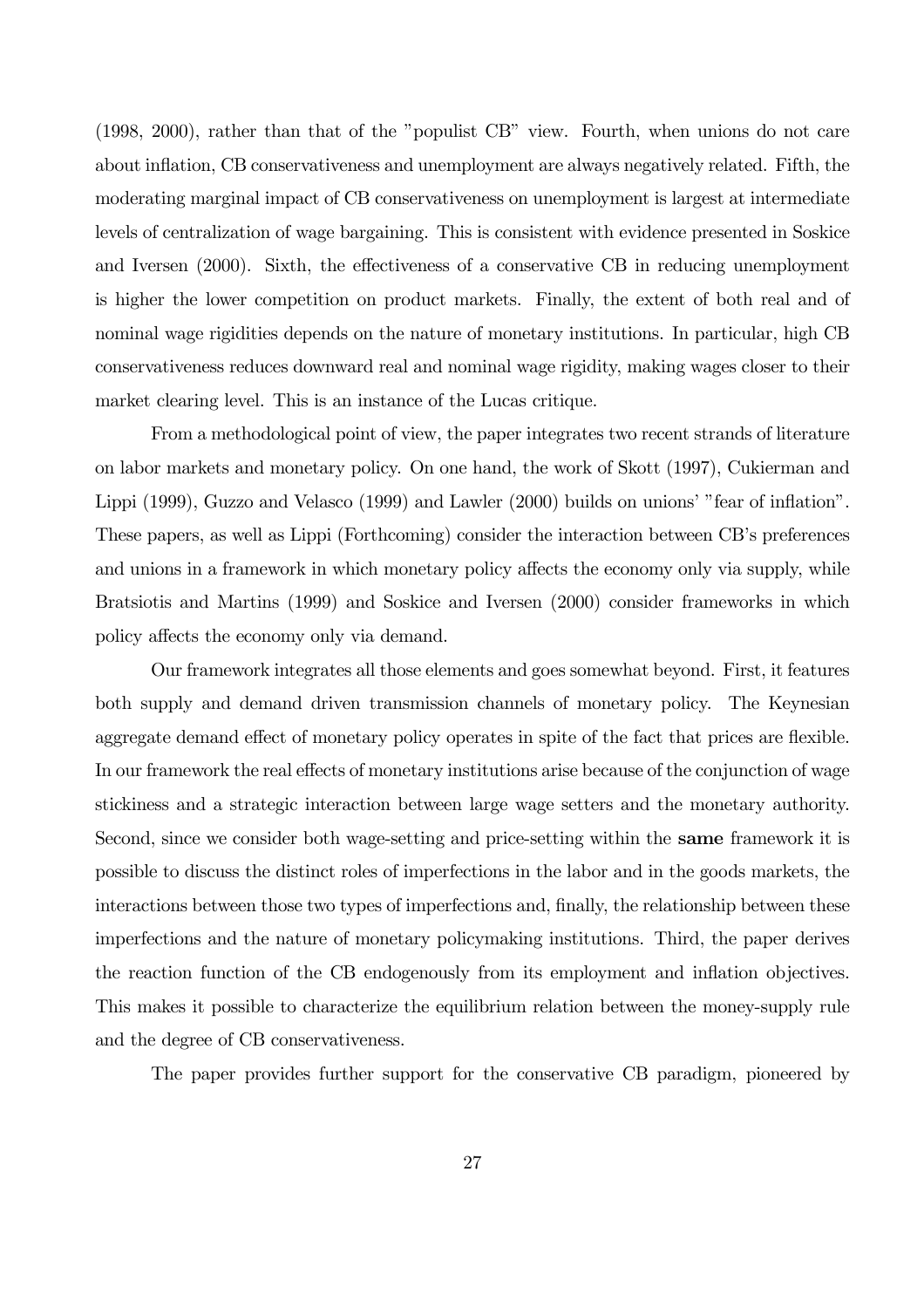(1998, 2000), rather than that of the "populist CB" view. Fourth, when unions do not care about inflation, CB conservativeness and unemployment are always negatively related. Fifth, the moderating marginal impact of CB conservativeness on unemployment is largest at intermediate levels of centralization of wage bargaining. This is consistent with evidence presented in Soskice and Iversen (2000). Sixth, the effectiveness of a conservative CB in reducing unemployment is higher the lower competition on product markets. Finally, the extent of both real and of nominal wage rigidities depends on the nature of monetary institutions. In particular, high CB conservativeness reduces downward real and nominal wage rigidity, making wages closer to their market clearing level. This is an instance of the Lucas critique.

From a methodological point of view, the paper integrates two recent strands of literature on labor markets and monetary policy. On one hand, the work of Skott (1997), Cukierman and Lippi (1999), Guzzo and Velasco (1999) and Lawler (2000) builds on unions' "fear of inflation". These papers, as well as Lippi (Forthcoming) consider the interaction between CB's preferences and unions in a framework in which monetary policy affects the economy only via supply, while Bratsiotis and Martins (1999) and Soskice and Iversen (2000) consider frameworks in which policy affects the economy only via demand.

Our framework integrates all those elements and goes somewhat beyond. First, it features both supply and demand driven transmission channels of monetary policy. The Keynesian aggregate demand effect of monetary policy operates in spite of the fact that prices are flexible. In our framework the real effects of monetary institutions arise because of the conjunction of wage stickiness and a strategic interaction between large wage setters and the monetary authority. Second, since we consider both wage-setting and price-setting within the **same** framework it is possible to discuss the distinct roles of imperfections in the labor and in the goods markets, the interactions between those two types of imperfections and, finally, the relationship between these imperfections and the nature of monetary policymaking institutions. Third, the paper derives the reaction function of the CB endogenously from its employment and inflation objectives. This makes it possible to characterize the equilibrium relation between the money-supply rule and the degree of CB conservativeness.

The paper provides further support for the conservative CB paradigm, pioneered by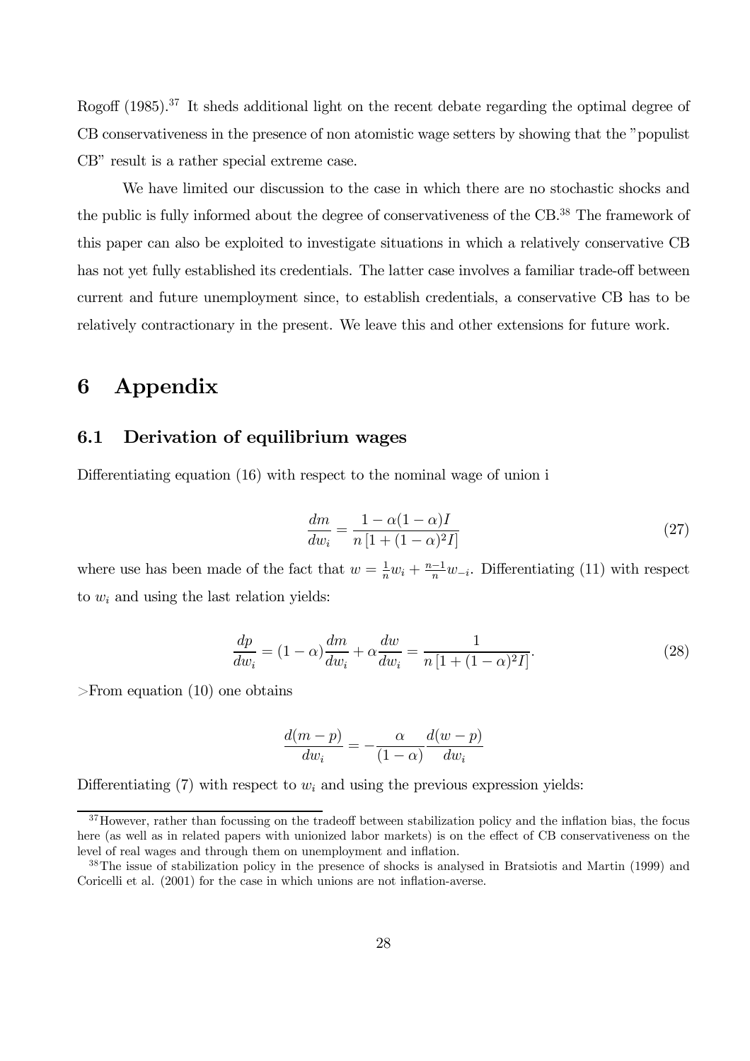Rogoff (1985).[37] It sheds additional light on the recent debate regarding the optimal degree of CB conservativeness in the presence of non atomistic wage setters by showing that the "populist CB" result is a rather special extreme case.

We have limited our discussion to the case in which there are no stochastic shocks and the public is fully informed about the degree of conservativeness of the CB.[38] The framework of this paper can also be exploited to investigate situations in which a relatively conservative CB has not yet fully established its credentials. The latter case involves a familiar trade-off between current and future unemployment since, to establish credentials, a conservative CB has to be relatively contractionary in the present. We leave this and other extensions for future work.

# 6 Appendix

## 6.1 Derivation of equilibrium wages

Differentiating equation (16) with respect to the nominal wage of union i

$$\frac{dm}{dw_i} = \frac{1 - \alpha(1-\alpha)I}{n\left[1 + (1-\alpha)^2 I\right]} \tag{27}$$

where use has been made of the fact that $w = \frac{1}{n}w_i + \frac{n-1}{n}w_{-i}$. Differentiating (11) with respect to $w_i$ and using the last relation yields:

$$\frac{dp}{dw_i} = (1-\alpha)\frac{dm}{dw_i} + \alpha\frac{dw}{dw_i} = \frac{1}{n\left[1 + (1-\alpha)^2 I\right]}. \tag{28}$$

From equation (10) one obtains

$$\frac{d(m-p)}{dw_i} = -\frac{\alpha}{(1-\alpha)}\frac{d(w-p)}{dw_i}$$

Differentiating (7) with respect to $w_i$ and using the previous expression yields:

[37] However, rather than focussing on the tradeoff between stabilization policy and the inflation bias, the focus here (as well as in related papers with unionized labor markets) is on the effect of CB conservativeness on the level of real wages and through them on unemployment and inflation.

[38] The issue of stabilization policy in the presence of shocks is analysed in Bratsiotis and Martin (1999) and Coricelli et al. (2001) for the case in which unions are not inflation-averse.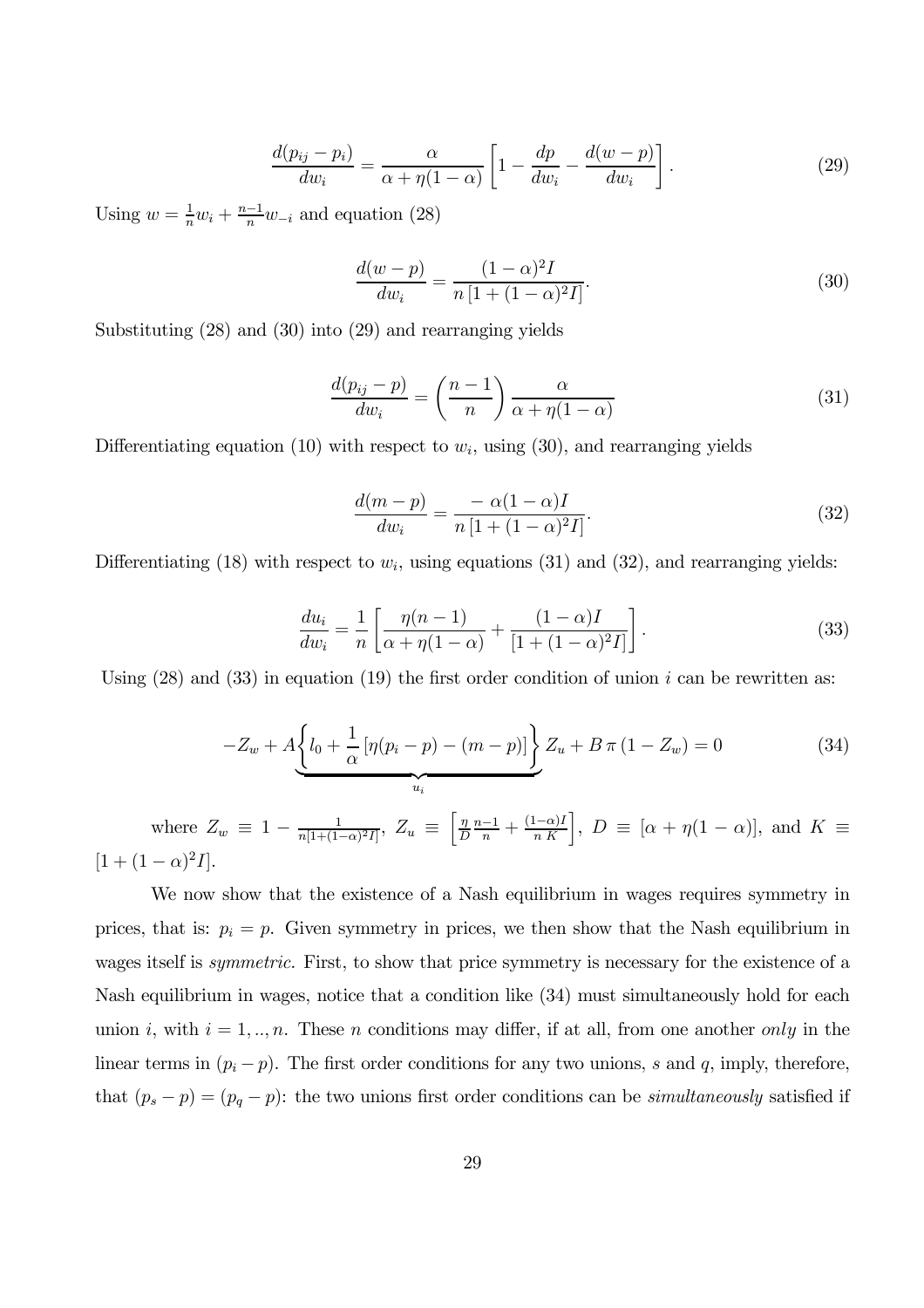$$\frac{d(p_{ij}-p_i)}{dw_i} = \frac{\alpha}{\alpha+\eta(1-\alpha)}\left[1 - \frac{dp}{dw_i} - \frac{d(w-p)}{dw_i}\right]. \tag{29}$$

Using $w = \frac{1}{n}w_i + \frac{n-1}{n}w_{-i}$ and equation (28)

$$\frac{d(w-p)}{dw_i} = \frac{(1-\alpha)^2 I}{n\left[1+(1-\alpha)^2 I\right]}. \tag{30}$$

Substituting (28) and (30) into (29) and rearranging yields

$$\frac{d(p_{ij}-p)}{dw_i} = \left(\frac{n-1}{n}\right)\frac{\alpha}{\alpha+\eta(1-\alpha)} \tag{31}$$

Differentiating equation (10) with respect to $w_i$, using (30), and rearranging yields

$$\frac{d(m-p)}{dw_i} = \frac{-\,\alpha(1-\alpha)I}{n\left[1+(1-\alpha)^2 I\right]}. \tag{32}$$

Differentiating (18) with respect to $w_i$, using equations (31) and (32), and rearranging yields:

$$\frac{du_i}{dw_i} = \frac{1}{n}\left[\frac{\eta(n-1)}{\alpha+\eta(1-\alpha)} + \frac{(1-\alpha)I}{[1+(1-\alpha)^2 I]}\right]. \tag{33}$$

Using (28) and (33) in equation (19) the first order condition of union $i$ can be rewritten as:

$$-Z_w + A\underbrace{\left\{l_0 + \frac{1}{\alpha}\left[\eta(p_i-p) - (m-p)\right]\right\}}_{u_i} Z_u + B\,\pi\,(1-Z_w) = 0 \tag{34}$$

where $Z_w \equiv 1 - \frac{1}{n[1+(1-\alpha)^2 I]}$, $Z_u \equiv \left[\frac{\eta}{D}\frac{n-1}{n} + \frac{(1-\alpha)I}{n\,K}\right]$, $D \equiv [\alpha + \eta(1-\alpha)]$, and $K \equiv [1+(1-\alpha)^2 I]$.

We now show that the existence of a Nash equilibrium in wages requires symmetry in prices, that is: $p_i = p$. Given symmetry in prices, we then show that the Nash equilibrium in wages itself is *symmetric*. First, to show that price symmetry is necessary for the existence of a Nash equilibrium in wages, notice that a condition like (34) must simultaneously hold for each union $i$, with $i = 1, .., n$. These $n$ conditions may differ, if at all, from one another *only* in the linear terms in $(p_i - p)$. The first order conditions for any two unions, $s$ and $q$, imply, therefore, that $(p_s - p) = (p_q - p)$: the two unions first order conditions can be *simultaneously* satisfied if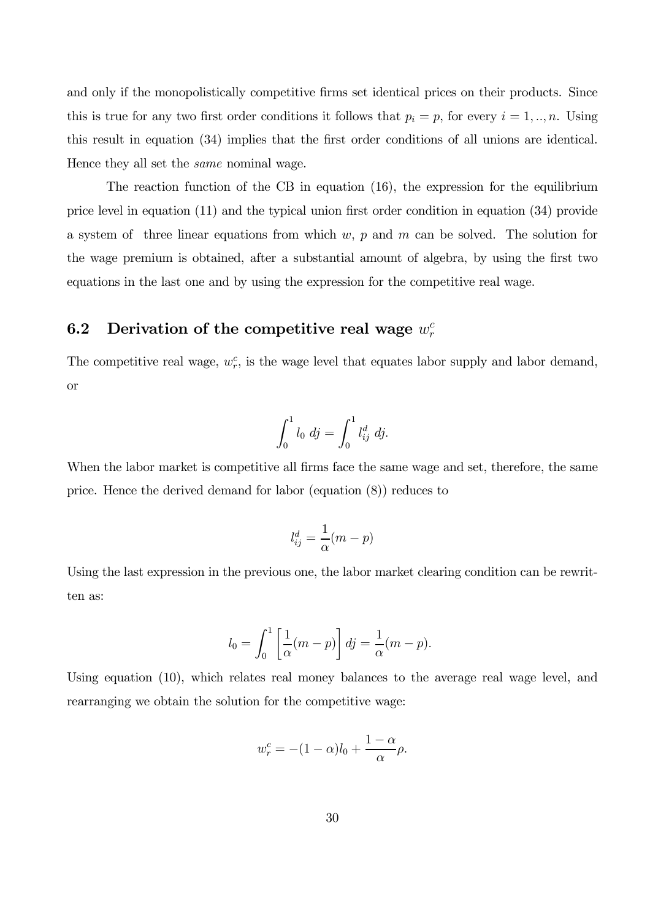and only if the monopolistically competitive firms set identical prices on their products. Since this is true for any two first order conditions it follows that $p_i = p$, for every $i = 1, .., n$. Using this result in equation (34) implies that the first order conditions of all unions are identical. Hence they all set the *same* nominal wage.

The reaction function of the CB in equation (16), the expression for the equilibrium price level in equation (11) and the typical union first order condition in equation (34) provide a system of three linear equations from which $w$, $p$ and $m$ can be solved. The solution for the wage premium is obtained, after a substantial amount of algebra, by using the first two equations in the last one and by using the expression for the competitive real wage.

## 6.2 Derivation of the competitive real wage $w_r^c$

The competitive real wage, $w_r^c$, is the wage level that equates labor supply and labor demand, or

$$\int_0^1 l_0 \, dj = \int_0^1 l_{ij}^d \, dj.$$

When the labor market is competitive all firms face the same wage and set, therefore, the same price. Hence the derived demand for labor (equation (8)) reduces to

$$l_{ij}^d = \frac{1}{\alpha}(m - p)$$

Using the last expression in the previous one, the labor market clearing condition can be rewritten as:

$$l_0 = \int_0^1 \left[ \frac{1}{\alpha}(m - p) \right] dj = \frac{1}{\alpha}(m - p).$$

Using equation (10), which relates real money balances to the average real wage level, and rearranging we obtain the solution for the competitive wage:

$$w_r^c = -(1 - \alpha)l_0 + \frac{1 - \alpha}{\alpha}\rho.$$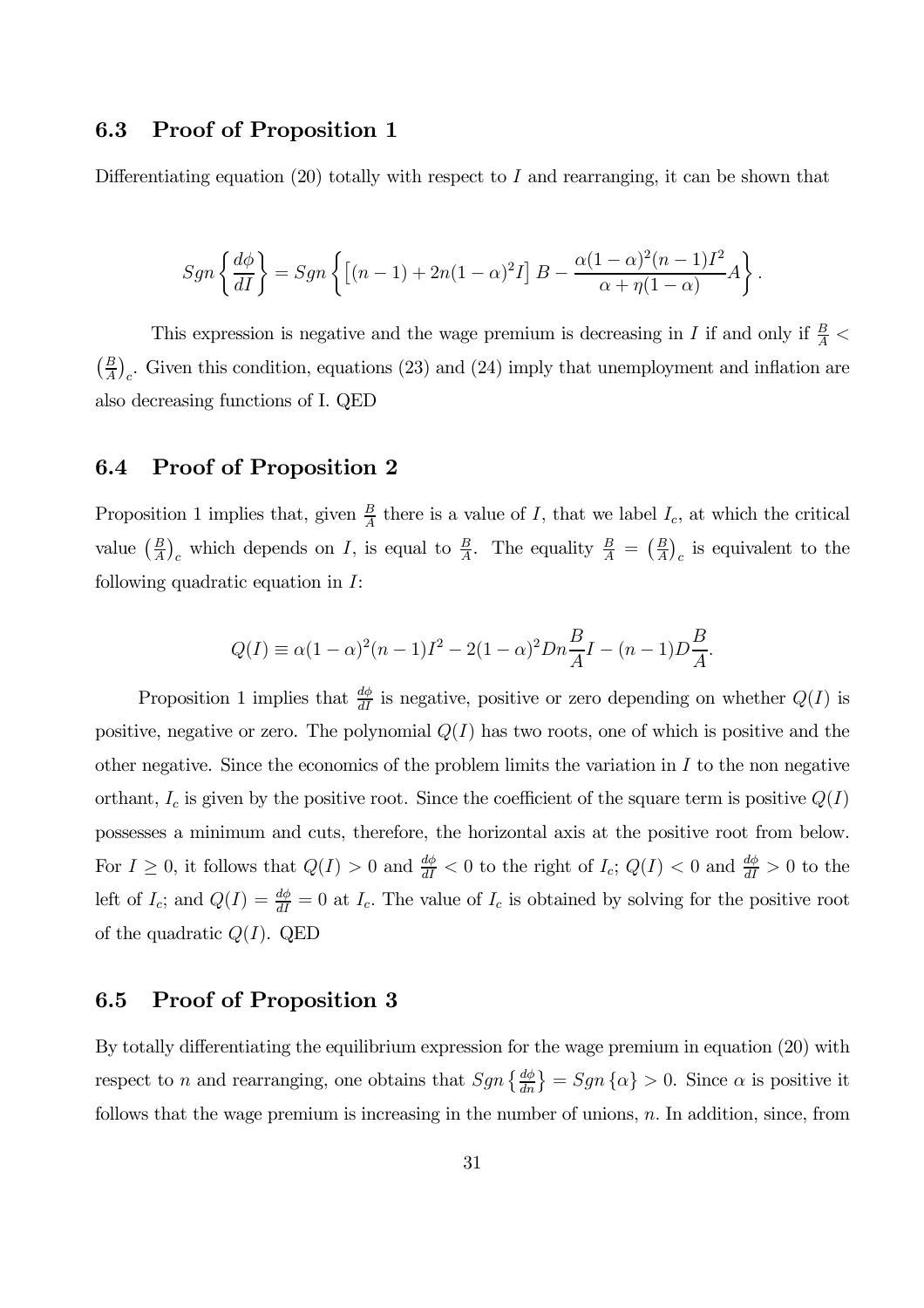### 6.3 Proof of Proposition 1

Differentiating equation (20) totally with respect to $I$ and rearranging, it can be shown that

$$Sgn\left\{\frac{d\phi}{dI}\right\} = Sgn\left\{\left[(n-1) + 2n(1-\alpha)^2 I\right] B - \frac{\alpha(1-\alpha)^2(n-1)I^2}{\alpha + \eta(1-\alpha)} A\right\}.$$

This expression is negative and the wage premium is decreasing in $I$ if and only if $\frac{B}{A} < \left(\frac{B}{A}\right)_c$. Given this condition, equations (23) and (24) imply that unemployment and inflation are also decreasing functions of I. QED

### 6.4 Proof of Proposition 2

Proposition 1 implies that, given $\frac{B}{A}$ there is a value of $I$, that we label $I_c$, at which the critical value $\left(\frac{B}{A}\right)_c$ which depends on $I$, is equal to $\frac{B}{A}$. The equality $\frac{B}{A} = \left(\frac{B}{A}\right)_c$ is equivalent to the following quadratic equation in $I$:

$$Q(I) \equiv \alpha(1-\alpha)^2(n-1)I^2 - 2(1-\alpha)^2 Dn\frac{B}{A}I - (n-1)D\frac{B}{A}.$$

Proposition 1 implies that $\frac{d\phi}{dI}$ is negative, positive or zero depending on whether $Q(I)$ is positive, negative or zero. The polynomial $Q(I)$ has two roots, one of which is positive and the other negative. Since the economics of the problem limits the variation in $I$ to the non negative orthant, $I_c$ is given by the positive root. Since the coefficient of the square term is positive $Q(I)$ possesses a minimum and cuts, therefore, the horizontal axis at the positive root from below. For $I \geq 0$, it follows that $Q(I) > 0$ and $\frac{d\phi}{dI} < 0$ to the right of $I_c$; $Q(I) < 0$ and $\frac{d\phi}{dI} > 0$ to the left of $I_c$; and $Q(I) = \frac{d\phi}{dI} = 0$ at $I_c$. The value of $I_c$ is obtained by solving for the positive root of the quadratic $Q(I)$. QED

### 6.5 Proof of Proposition 3

By totally differentiating the equilibrium expression for the wage premium in equation (20) with respect to $n$ and rearranging, one obtains that $Sgn\left\{\frac{d\phi}{dn}\right\} = Sgn\left\{\alpha\right\} > 0$. Since $\alpha$ is positive it follows that the wage premium is increasing in the number of unions, $n$. In addition, since, from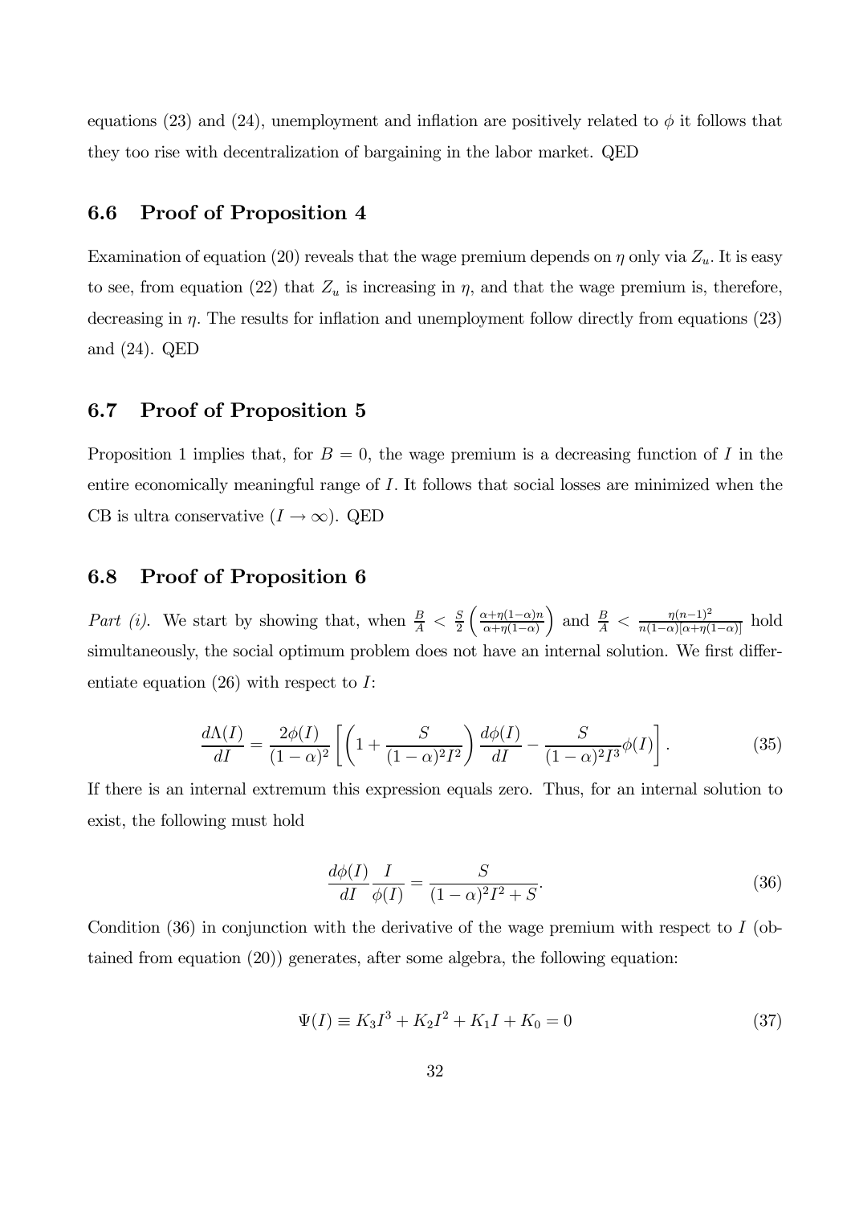equations (23) and (24), unemployment and inflation are positively related to $\phi$ it follows that they too rise with decentralization of bargaining in the labor market. QED

## 6.6 Proof of Proposition 4

Examination of equation (20) reveals that the wage premium depends on $\eta$ only via $Z_u$. It is easy to see, from equation (22) that $Z_u$ is increasing in $\eta$, and that the wage premium is, therefore, decreasing in $\eta$. The results for inflation and unemployment follow directly from equations (23) and (24). QED

## 6.7 Proof of Proposition 5

Proposition 1 implies that, for $B = 0$, the wage premium is a decreasing function of $I$ in the entire economically meaningful range of $I$. It follows that social losses are minimized when the CB is ultra conservative ($I \to \infty$). QED

## 6.8 Proof of Proposition 6

*Part (i).* We start by showing that, when $\frac{B}{A} < \frac{S}{2}\left(\frac{\alpha+\eta(1-\alpha)n}{\alpha+\eta(1-\alpha)}\right)$ and $\frac{B}{A} < \frac{\eta(n-1)^2}{n(1-\alpha)[\alpha+\eta(1-\alpha)]}$ hold simultaneously, the social optimum problem does not have an internal solution. We first differentiate equation (26) with respect to $I$:

$$\frac{d\Lambda(I)}{dI} = \frac{2\phi(I)}{(1-\alpha)^2}\left[\left(1+\frac{S}{(1-\alpha)^2 I^2}\right)\frac{d\phi(I)}{dI} - \frac{S}{(1-\alpha)^2 I^3}\phi(I)\right]. \tag{35}$$

If there is an internal extremum this expression equals zero. Thus, for an internal solution to exist, the following must hold

$$\frac{d\phi(I)}{dI}\frac{I}{\phi(I)} = \frac{S}{(1-\alpha)^2 I^2 + S}. \tag{36}$$

Condition (36) in conjunction with the derivative of the wage premium with respect to $I$ (obtained from equation (20)) generates, after some algebra, the following equation:

$$\Psi(I) \equiv K_3 I^3 + K_2 I^2 + K_1 I + K_0 = 0 \tag{37}$$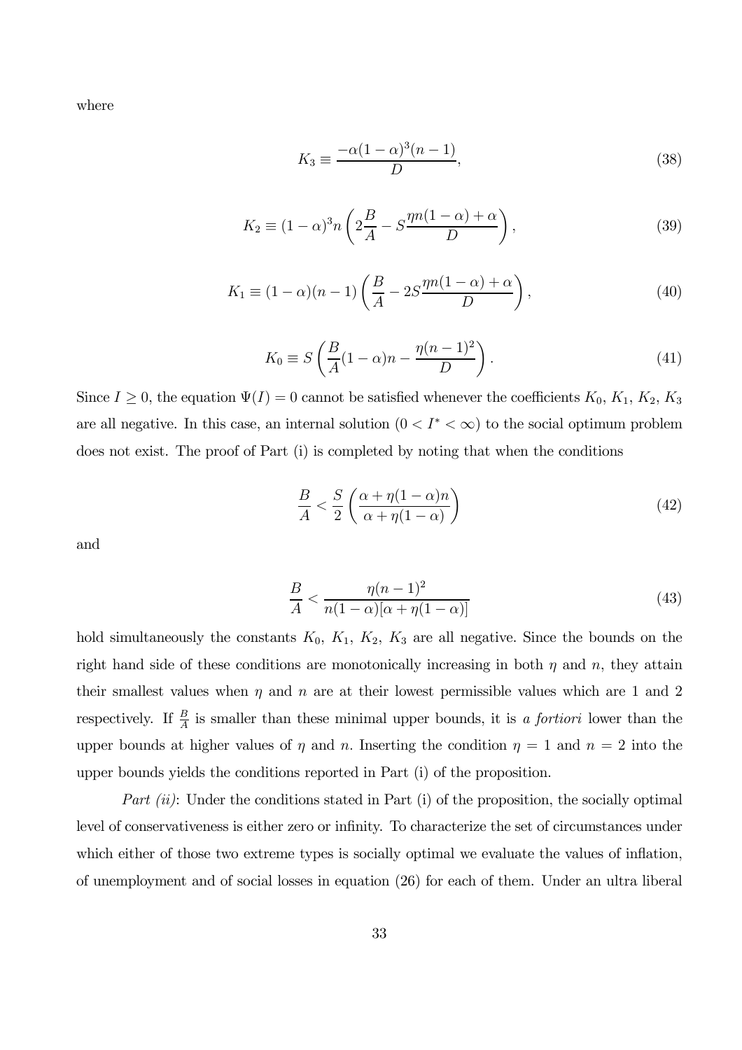where

$$K_3 \equiv \frac{-\alpha(1-\alpha)^3(n-1)}{D}, \tag{38}$$

$$K_2 \equiv (1-\alpha)^3 n \left( 2\frac{B}{A} - S\frac{\eta n(1-\alpha)+\alpha}{D} \right), \tag{39}$$

$$K_1 \equiv (1-\alpha)(n-1) \left( \frac{B}{A} - 2S\frac{\eta n(1-\alpha)+\alpha}{D} \right), \tag{40}$$

$$K_0 \equiv S \left( \frac{B}{A}(1-\alpha)n - \frac{\eta(n-1)^2}{D} \right). \tag{41}$$

Since $I \geq 0$, the equation $\Psi(I) = 0$ cannot be satisfied whenever the coefficients $K_0$, $K_1$, $K_2$, $K_3$ are all negative. In this case, an internal solution $(0 < I^* < \infty)$ to the social optimum problem does not exist. The proof of Part (i) is completed by noting that when the conditions

$$\frac{B}{A} < \frac{S}{2} \left( \frac{\alpha + \eta(1-\alpha)n}{\alpha + \eta(1-\alpha)} \right) \tag{42}$$

and

$$\frac{B}{A} < \frac{\eta(n-1)^2}{n(1-\alpha)[\alpha + \eta(1-\alpha)]} \tag{43}$$

hold simultaneously the constants $K_0$, $K_1$, $K_2$, $K_3$ are all negative. Since the bounds on the right hand side of these conditions are monotonically increasing in both $\eta$ and $n$, they attain their smallest values when $\eta$ and $n$ are at their lowest permissible values which are 1 and 2 respectively. If $\frac{B}{A}$ is smaller than these minimal upper bounds, it is *a fortiori* lower than the upper bounds at higher values of $\eta$ and $n$. Inserting the condition $\eta = 1$ and $n = 2$ into the upper bounds yields the conditions reported in Part (i) of the proposition.

*Part (ii)*: Under the conditions stated in Part (i) of the proposition, the socially optimal level of conservativeness is either zero or infinity. To characterize the set of circumstances under which either of those two extreme types is socially optimal we evaluate the values of inflation, of unemployment and of social losses in equation (26) for each of them. Under an ultra liberal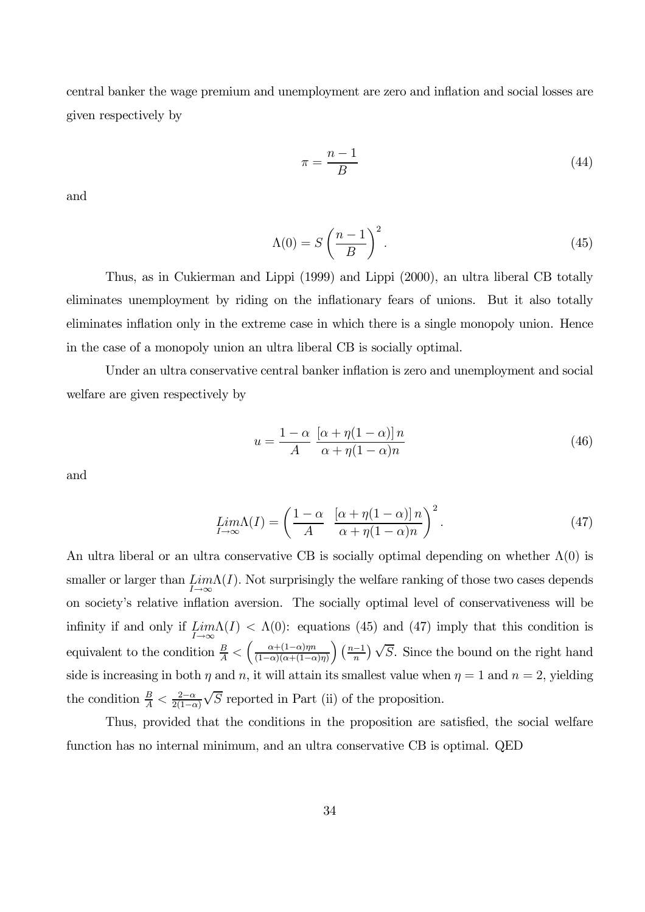central banker the wage premium and unemployment are zero and inflation and social losses are given respectively by

$$\pi = \frac{n-1}{B} \tag{44}$$

and

$$\Lambda(0) = S\left(\frac{n-1}{B}\right)^2. \tag{45}$$

Thus, as in Cukierman and Lippi (1999) and Lippi (2000), an ultra liberal CB totally eliminates unemployment by riding on the inflationary fears of unions. But it also totally eliminates inflation only in the extreme case in which there is a single monopoly union. Hence in the case of a monopoly union an ultra liberal CB is socially optimal.

Under an ultra conservative central banker inflation is zero and unemployment and social welfare are given respectively by

$$u = \frac{1-\alpha}{A}\ \frac{[\alpha + \eta(1-\alpha)]\,n}{\alpha + \eta(1-\alpha)n} \tag{46}$$

and

$$\underset{I\to\infty}{Lim}\Lambda(I) = \left(\frac{1-\alpha}{A}\ \ \frac{[\alpha + \eta(1-\alpha)]\,n}{\alpha + \eta(1-\alpha)n}\right)^2. \tag{47}$$

An ultra liberal or an ultra conservative CB is socially optimal depending on whether $\Lambda(0)$ is smaller or larger than $\underset{I\to\infty}{Lim}\Lambda(I)$. Not surprisingly the welfare ranking of those two cases depends on society's relative inflation aversion. The socially optimal level of conservativeness will be infinity if and only if $\underset{I\to\infty}{Lim}\Lambda(I) < \Lambda(0)$: equations (45) and (47) imply that this condition is equivalent to the condition $\frac{B}{A} < \left(\frac{\alpha+(1-\alpha)\eta n}{(1-\alpha)(\alpha+(1-\alpha)\eta)}\right)\left(\frac{n-1}{n}\right)\sqrt{S}$. Since the bound on the right hand side is increasing in both $\eta$ and $n$, it will attain its smallest value when $\eta = 1$ and $n = 2$, yielding the condition $\frac{B}{A} < \frac{2-\alpha}{2(1-\alpha)}\sqrt{S}$ reported in Part (ii) of the proposition.

Thus, provided that the conditions in the proposition are satisfied, the social welfare function has no internal minimum, and an ultra conservative CB is optimal. QED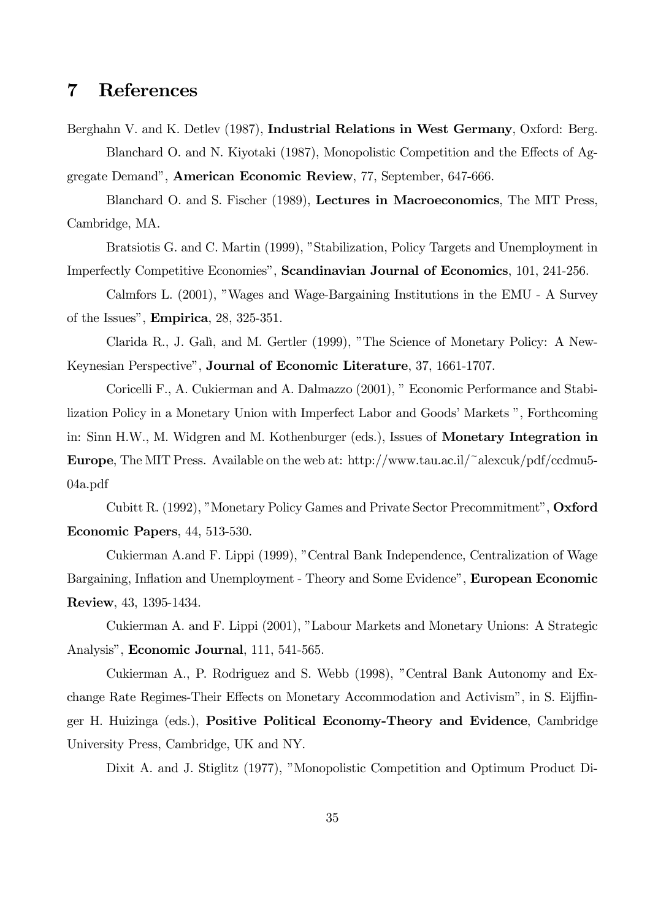# 7 References

Berghahn V. and K. Detlev (1987), **Industrial Relations in West Germany**, Oxford: Berg.

Blanchard O. and N. Kiyotaki (1987), Monopolistic Competition and the Effects of Aggregate Demand", **American Economic Review**, 77, September, 647-666.

Blanchard O. and S. Fischer (1989), **Lectures in Macroeconomics**, The MIT Press, Cambridge, MA.

Bratsiotis G. and C. Martin (1999), "Stabilization, Policy Targets and Unemployment in Imperfectly Competitive Economies", **Scandinavian Journal of Economics**, 101, 241-256.

Calmfors L. (2001), "Wages and Wage-Bargaining Institutions in the EMU - A Survey of the Issues", **Empirica**, 28, 325-351.

Clarida R., J. Galì, and M. Gertler (1999), "The Science of Monetary Policy: A New-Keynesian Perspective", **Journal of Economic Literature**, 37, 1661-1707.

Coricelli F., A. Cukierman and A. Dalmazzo (2001), " Economic Performance and Stabilization Policy in a Monetary Union with Imperfect Labor and Goods' Markets ", Forthcoming in: Sinn H.W., M. Widgren and M. Kothenburger (eds.), Issues of **Monetary Integration in Europe**, The MIT Press. Available on the web at: http://www.tau.ac.il/~alexcuk/pdf/ccdmu5-04a.pdf

Cubitt R. (1992), "Monetary Policy Games and Private Sector Precommitment", **Oxford Economic Papers**, 44, 513-530.

Cukierman A.and F. Lippi (1999), "Central Bank Independence, Centralization of Wage Bargaining, Inflation and Unemployment - Theory and Some Evidence", **European Economic Review**, 43, 1395-1434.

Cukierman A. and F. Lippi (2001), "Labour Markets and Monetary Unions: A Strategic Analysis", **Economic Journal**, 111, 541-565.

Cukierman A., P. Rodriguez and S. Webb (1998), "Central Bank Autonomy and Exchange Rate Regimes-Their Effects on Monetary Accommodation and Activism", in S. Eijffinger H. Huizinga (eds.), **Positive Political Economy-Theory and Evidence**, Cambridge University Press, Cambridge, UK and NY.

Dixit A. and J. Stiglitz (1977), "Monopolistic Competition and Optimum Product Di-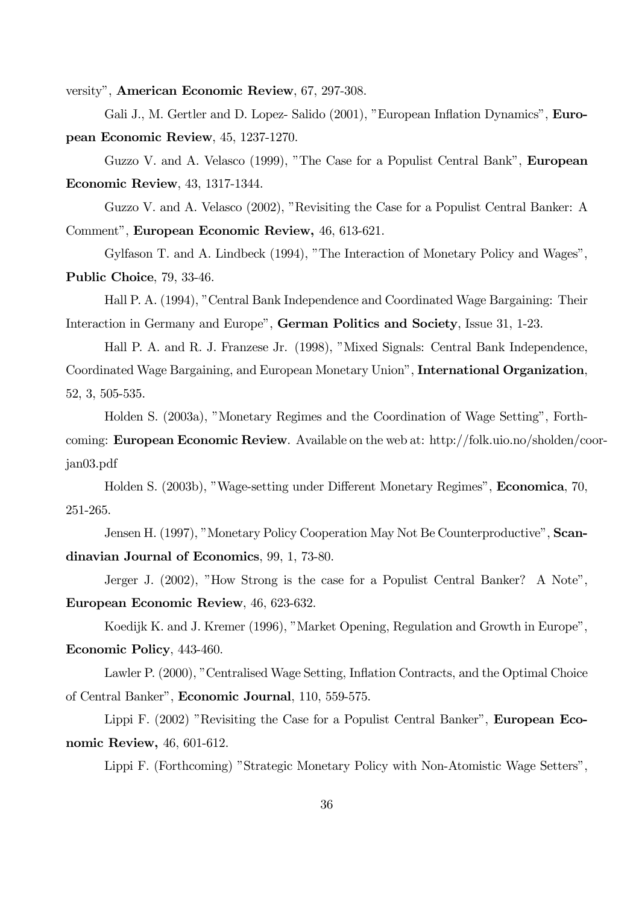versity", **American Economic Review**, 67, 297-308.

Gali J., M. Gertler and D. Lopez- Salido (2001), "European Inflation Dynamics", **European Economic Review**, 45, 1237-1270.

Guzzo V. and A. Velasco (1999), "The Case for a Populist Central Bank", **European Economic Review**, 43, 1317-1344.

Guzzo V. and A. Velasco (2002), "Revisiting the Case for a Populist Central Banker: A Comment", **European Economic Review,** 46, 613-621.

Gylfason T. and A. Lindbeck (1994), "The Interaction of Monetary Policy and Wages", **Public Choice**, 79, 33-46.

Hall P. A. (1994), "Central Bank Independence and Coordinated Wage Bargaining: Their Interaction in Germany and Europe", **German Politics and Society**, Issue 31, 1-23.

Hall P. A. and R. J. Franzese Jr. (1998), "Mixed Signals: Central Bank Independence, Coordinated Wage Bargaining, and European Monetary Union", **International Organization**, 52, 3, 505-535.

Holden S. (2003a), "Monetary Regimes and the Coordination of Wage Setting", Forthcoming: **European Economic Review**. Available on the web at: http://folk.uio.no/sholden/coorjan03.pdf

Holden S. (2003b), "Wage-setting under Different Monetary Regimes", **Economica**, 70, 251-265.

Jensen H. (1997), "Monetary Policy Cooperation May Not Be Counterproductive", **Scandinavian Journal of Economics**, 99, 1, 73-80.

Jerger J. (2002), "How Strong is the case for a Populist Central Banker? A Note", **European Economic Review**, 46, 623-632.

Koedijk K. and J. Kremer (1996), "Market Opening, Regulation and Growth in Europe", **Economic Policy**, 443-460.

Lawler P. (2000), "Centralised Wage Setting, Inflation Contracts, and the Optimal Choice of Central Banker", **Economic Journal**, 110, 559-575.

Lippi F. (2002) "Revisiting the Case for a Populist Central Banker", **European Economic Review,** 46, 601-612.

Lippi F. (Forthcoming) "Strategic Monetary Policy with Non-Atomistic Wage Setters",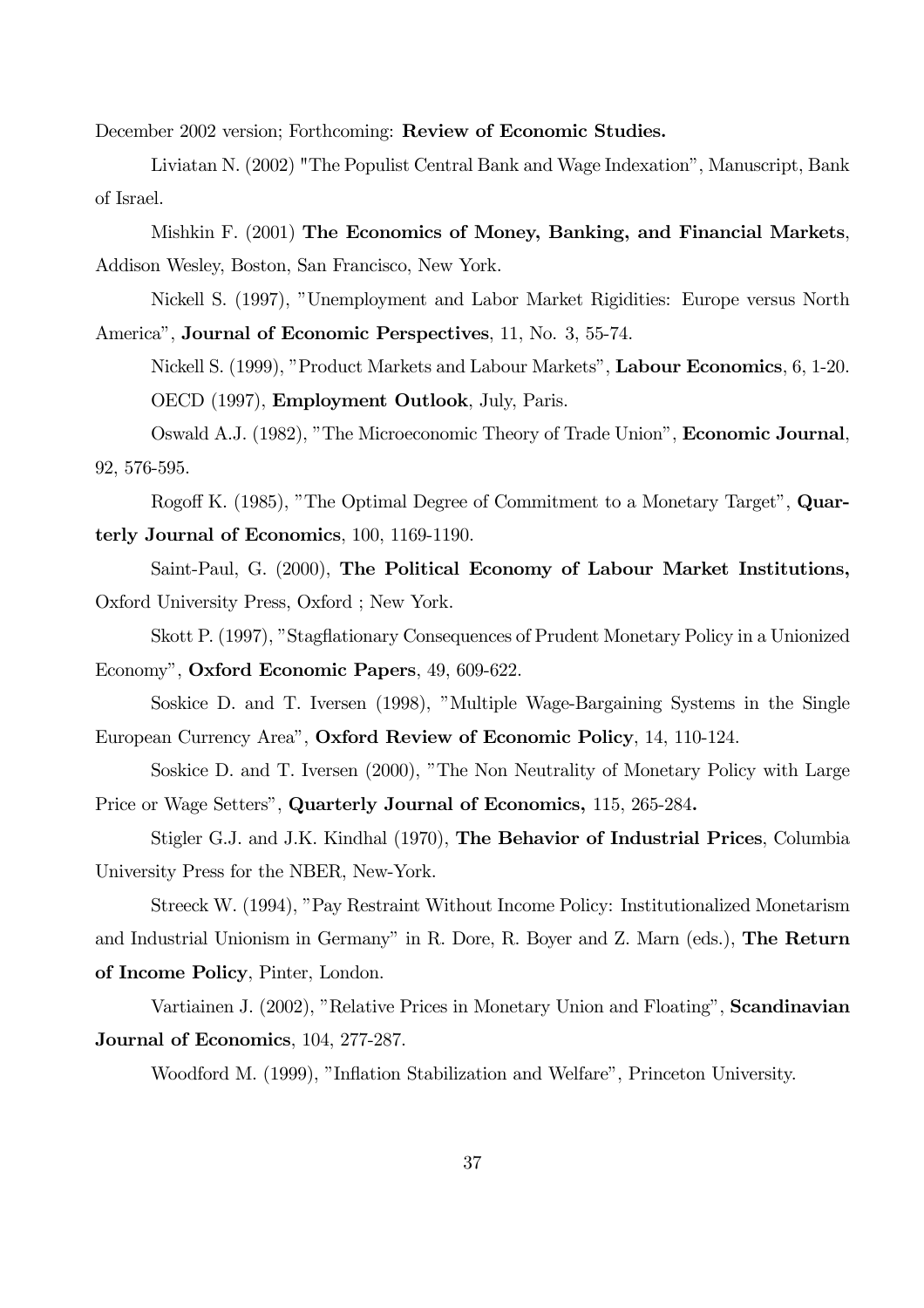December 2002 version; Forthcoming: **Review of Economic Studies.**

Liviatan N. (2002) "The Populist Central Bank and Wage Indexation", Manuscript, Bank of Israel.

Mishkin F. (2001) **The Economics of Money, Banking, and Financial Markets**, Addison Wesley, Boston, San Francisco, New York.

Nickell S. (1997), "Unemployment and Labor Market Rigidities: Europe versus North America", **Journal of Economic Perspectives**, 11, No. 3, 55-74.

Nickell S. (1999), "Product Markets and Labour Markets", **Labour Economics**, 6, 1-20.

OECD (1997), **Employment Outlook**, July, Paris.

Oswald A.J. (1982), "The Microeconomic Theory of Trade Union", **Economic Journal**, 92, 576-595.

Rogoff K. (1985), "The Optimal Degree of Commitment to a Monetary Target", **Quarterly Journal of Economics**, 100, 1169-1190.

Saint-Paul, G. (2000), **The Political Economy of Labour Market Institutions,** Oxford University Press, Oxford ; New York.

Skott P. (1997), "Stagflationary Consequences of Prudent Monetary Policy in a Unionized Economy", **Oxford Economic Papers**, 49, 609-622.

Soskice D. and T. Iversen (1998), "Multiple Wage-Bargaining Systems in the Single European Currency Area", **Oxford Review of Economic Policy**, 14, 110-124.

Soskice D. and T. Iversen (2000), "The Non Neutrality of Monetary Policy with Large Price or Wage Setters", **Quarterly Journal of Economics,** 115, 265-284**.**

Stigler G.J. and J.K. Kindhal (1970), **The Behavior of Industrial Prices**, Columbia University Press for the NBER, New-York.

Streeck W. (1994), "Pay Restraint Without Income Policy: Institutionalized Monetarism and Industrial Unionism in Germany" in R. Dore, R. Boyer and Z. Marn (eds.), **The Return of Income Policy**, Pinter, London.

Vartiainen J. (2002), "Relative Prices in Monetary Union and Floating", **Scandinavian Journal of Economics**, 104, 277-287.

Woodford M. (1999), "Inflation Stabilization and Welfare", Princeton University.